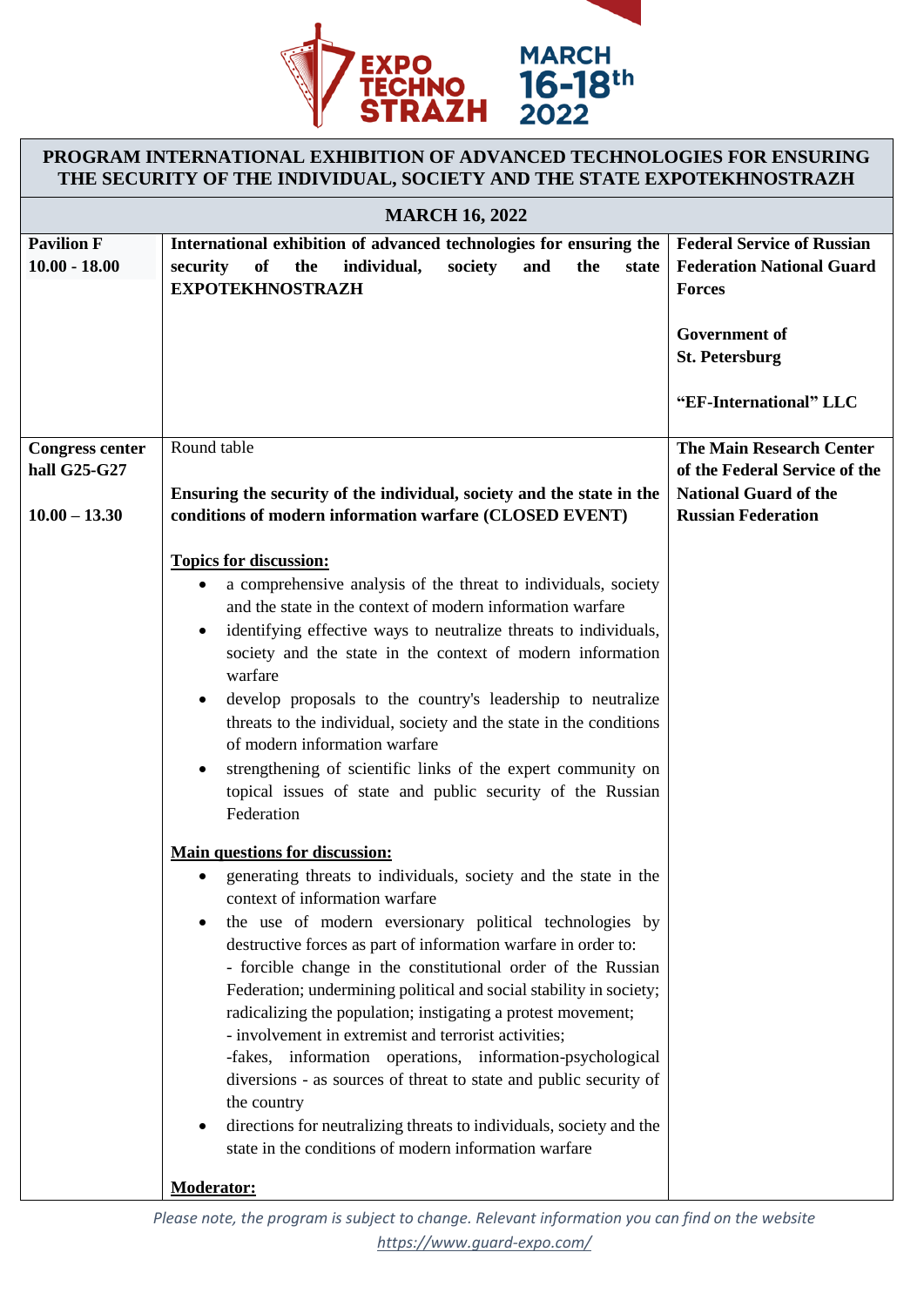EXPO TECHNO STRAZH

MARCH 16-18th 2022

| PROGRAM INTERNATIONAL EXHIBITION OF ADVANCED TECHNOLOGIES FOR ENSURING THE SECURITY OF THE INDIVIDUAL, SOCIETY AND THE STATE EXPOTEKHNOSTRAZH | | |
|---|---|---|
| **MARCH 16, 2022** | | |
| **Pavilion F**<br>**10.00 - 18.00** | **International exhibition of advanced technologies for ensuring the security of the individual, society and the state EXPOTEKHNOSTRAZH** | **Federal Service of Russian Federation National Guard Forces**<br><br>**Government of St. Petersburg**<br><br>**"EF-International" LLC** |
| **Congress center hall G25-G27**<br><br>**10.00 – 13.30** | Round table<br><br>**Ensuring the security of the individual, society and the state in the conditions of modern information warfare (CLOSED EVENT)**<br><br>**Topics for discussion:**<br>• a comprehensive analysis of the threat to individuals, society and the state in the context of modern information warfare<br>• identifying effective ways to neutralize threats to individuals, society and the state in the context of modern information warfare<br>• develop proposals to the country's leadership to neutralize threats to the individual, society and the state in the conditions of modern information warfare<br>• strengthening of scientific links of the expert community on topical issues of state and public security of the Russian Federation<br><br>**Main questions for discussion:**<br>• generating threats to individuals, society and the state in the context of information warfare<br>• the use of modern eversionary political technologies by destructive forces as part of information warfare in order to:<br>- forcible change in the constitutional order of the Russian Federation; undermining political and social stability in society; radicalizing the population; instigating a protest movement;<br>- involvement in extremist and terrorist activities;<br>-fakes, information operations, information-psychological diversions - as sources of threat to state and public security of the country<br>• directions for neutralizing threats to individuals, society and the state in the conditions of modern information warfare<br><br>**Moderator:** | **The Main Research Center of the Federal Service of the National Guard of the Russian Federation** |

*Please note, the program is subject to change. Relevant information you can find on the website https://www.guard-expo.com/*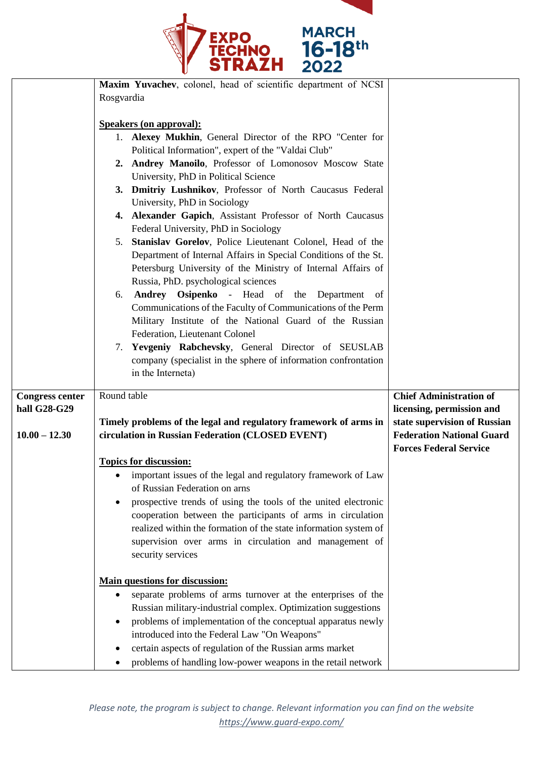| | | |
|---|---|---|
| | **Maxim Yuvachev**, colonel, head of scientific department of NCSI Rosgvardia<br><br>**Speakers (on approval):**<br>1. **Alexey Mukhin**, General Director of the RPO "Center for Political Information", expert of the "Valdai Club"<br>2. **Andrey Manoilo**, Professor of Lomonosov Moscow State University, PhD in Political Science<br>3. **Dmitriy Lushnikov**, Professor of North Caucasus Federal University, PhD in Sociology<br>4. **Alexander Gapich**, Assistant Professor of North Caucasus Federal University, PhD in Sociology<br>5. **Stanislav Gorelov**, Police Lieutenant Colonel, Head of the Department of Internal Affairs in Special Conditions of the St. Petersburg University of the Ministry of Internal Affairs of Russia, PhD. psychological sciences<br>6. **Andrey Osipenko** - Head of the Department of Communications of the Faculty of Communications of the Perm Military Institute of the National Guard of the Russian Federation, Lieutenant Colonel<br>7. **Yevgeniy Rabchevsky**, General Director of SEUSLAB company (specialist in the sphere of information confrontation in the Interneta) | |
| **Congress center hall G28-G29**<br><br>**10.00 – 12.30** | Round table<br><br>**Timely problems of the legal and regulatory framework of arms in circulation in Russian Federation (CLOSED EVENT)**<br><br>**Topics for discussion:**<br>• important issues of the legal and regulatory framework of Law of Russian Federation on arns<br>• prospective trends of using the tools of the united electronic cooperation between the participants of arms in circulation realized within the formation of the state information system of supervision over arms in circulation and management of security services<br><br>**Main questions for discussion:**<br>• separate problems of arms turnover at the enterprises of the Russian military-industrial complex. Optimization suggestions<br>• problems of implementation of the conceptual apparatus newly introduced into the Federal Law "On Weapons"<br>• certain aspects of regulation of the Russian arms market<br>• problems of handling low-power weapons in the retail network | **Chief Administration of licensing, permission and state supervision of Russian Federation National Guard Forces Federal Service** |

*Please note, the program is subject to change. Relevant information you can find on the website https://www.guard-expo.com/*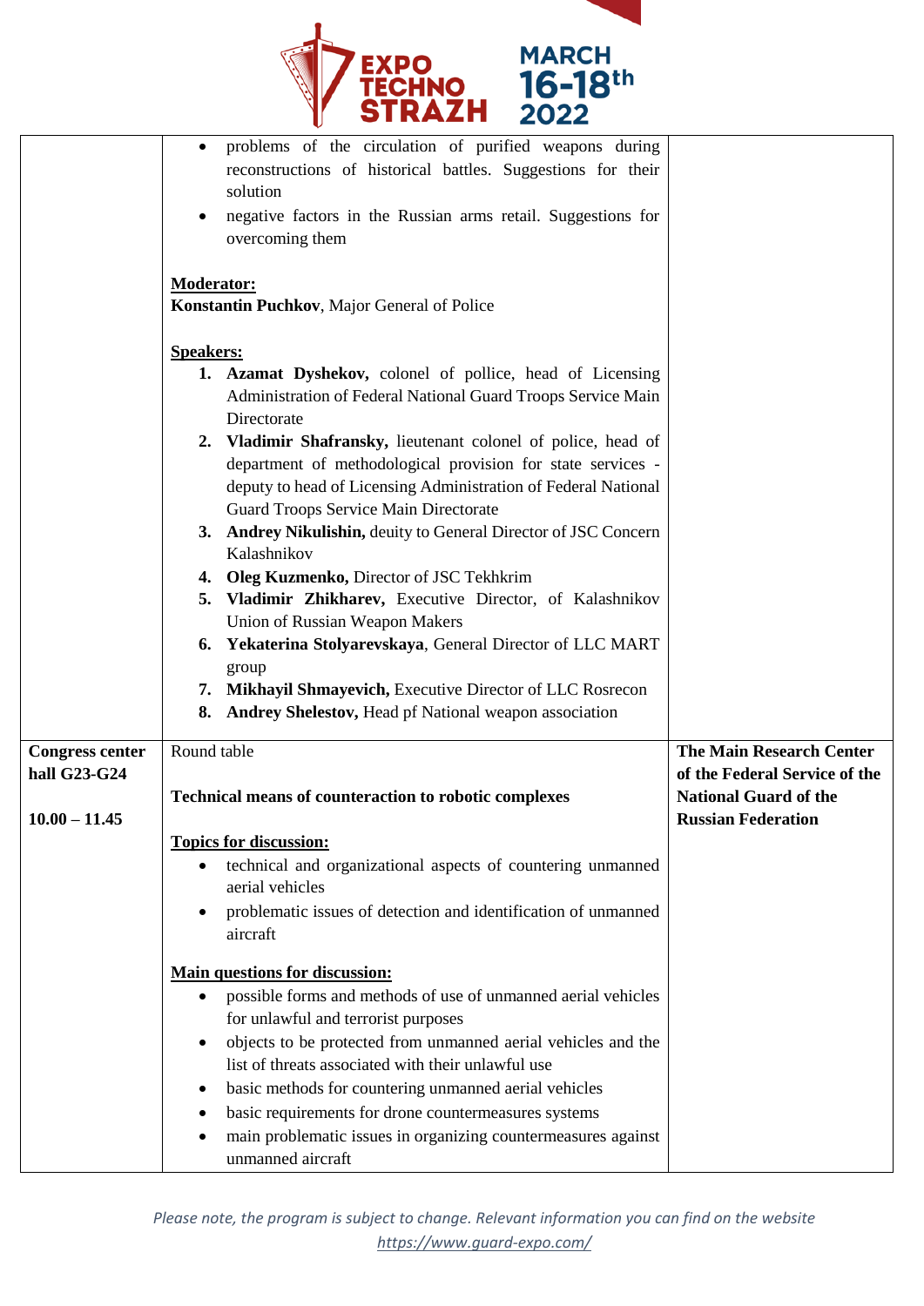| | | |
|---|---|---|
| | • problems of the circulation of purified weapons during reconstructions of historical battles. Suggestions for their solution<br>• negative factors in the Russian arms retail. Suggestions for overcoming them<br><br>**Moderator:**<br>**Konstantin Puchkov**, Major General of Police<br><br>**Speakers:**<br>1. **Azamat Dyshekov,** colonel of pollice, head of Licensing Administration of Federal National Guard Troops Service Main Directorate<br>2. **Vladimir Shafransky,** lieutenant colonel of police, head of department of methodological provision for state services - deputy to head of Licensing Administration of Federal National Guard Troops Service Main Directorate<br>3. **Andrey Nikulishin,** deuity to General Director of JSC Concern Kalashnikov<br>4. **Oleg Kuzmenko,** Director of JSC Tekhkrim<br>5. **Vladimir Zhikharev,** Executive Director, of Kalashnikov Union of Russian Weapon Makers<br>6. **Yekaterina Stolyarevskaya**, General Director of LLC MART group<br>7. **Mikhayil Shmayevich,** Executive Director of LLC Rosrecon<br>8. **Andrey Shelestov,** Head pf National weapon association | |
| **Congress center hall G23-G24**<br><br>**10.00 – 11.45** | Round table<br><br>**Technical means of counteraction to robotic complexes**<br><br>**Topics for discussion:**<br>• technical and organizational aspects of countering unmanned aerial vehicles<br>• problematic issues of detection and identification of unmanned aircraft<br><br>**Main questions for discussion:**<br>• possible forms and methods of use of unmanned aerial vehicles for unlawful and terrorist purposes<br>• objects to be protected from unmanned aerial vehicles and the list of threats associated with their unlawful use<br>• basic methods for countering unmanned aerial vehicles<br>• basic requirements for drone countermeasures systems<br>• main problematic issues in organizing countermeasures against unmanned aircraft | **The Main Research Center of the Federal Service of the National Guard of the Russian Federation** |

*Please note, the program is subject to change. Relevant information you can find on the website https://www.guard-expo.com/*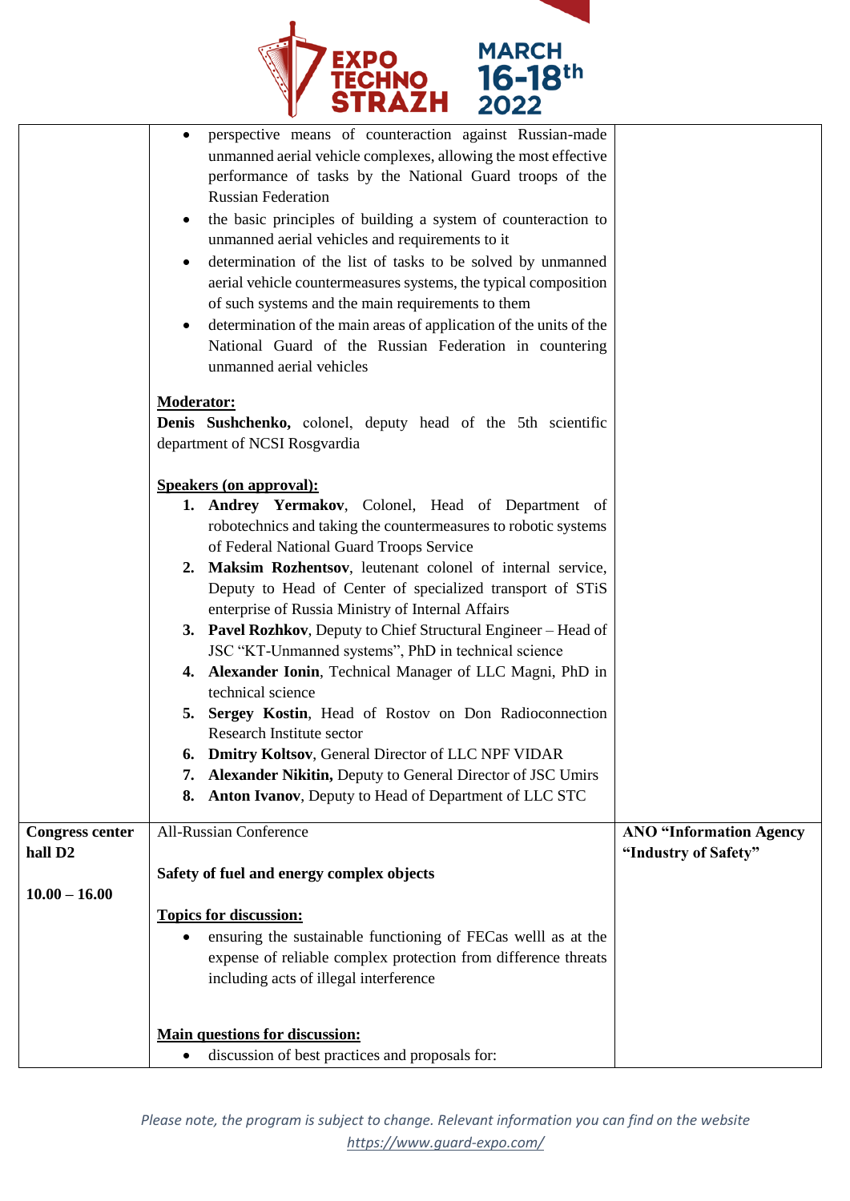| | | |
|---|---|---|
| | • perspective means of counteraction against Russian-made unmanned aerial vehicle complexes, allowing the most effective performance of tasks by the National Guard troops of the Russian Federation<br>• the basic principles of building a system of counteraction to unmanned aerial vehicles and requirements to it<br>• determination of the list of tasks to be solved by unmanned aerial vehicle countermeasures systems, the typical composition of such systems and the main requirements to them<br>• determination of the main areas of application of the units of the National Guard of the Russian Federation in countering unmanned aerial vehicles<br><br>**Moderator:**<br>**Denis Sushchenko,** colonel, deputy head of the 5th scientific department of NCSI Rosgvardia<br><br>**Speakers (on approval):**<br>1. **Andrey Yermakov**, Colonel, Head of Department of robotechnics and taking the countermeasures to robotic systems of Federal National Guard Troops Service<br>2. **Maksim Rozhentsov**, leutenant colonel of internal service, Deputy to Head of Center of specialized transport of STiS enterprise of Russia Ministry of Internal Affairs<br>3. **Pavel Rozhkov**, Deputy to Chief Structural Engineer – Head of JSC "KT-Unmanned systems", PhD in technical science<br>4. **Alexander Ionin**, Technical Manager of LLC Magni, PhD in technical science<br>5. **Sergey Kostin**, Head of Rostov on Don Radioconnection Research Institute sector<br>6. **Dmitry Koltsov**, General Director of LLC NPF VIDAR<br>7. **Alexander Nikitin,** Deputy to General Director of JSC Umirs<br>8. **Anton Ivanov**, Deputy to Head of Department of LLC STC | |
| **Congress center hall D2**<br><br>**10.00 – 16.00** | All-Russian Conference<br><br>**Safety of fuel and energy complex objects**<br><br>**Topics for discussion:**<br>• ensuring the sustainable functioning of FECas welll as at the expense of reliable complex protection from difference threats including acts of illegal interference<br><br>**Main questions for discussion:**<br>• discussion of best practices and proposals for: | **ANO "Information Agency "Industry of Safety"** |

*Please note, the program is subject to change. Relevant information you can find on the website https://www.guard-expo.com/*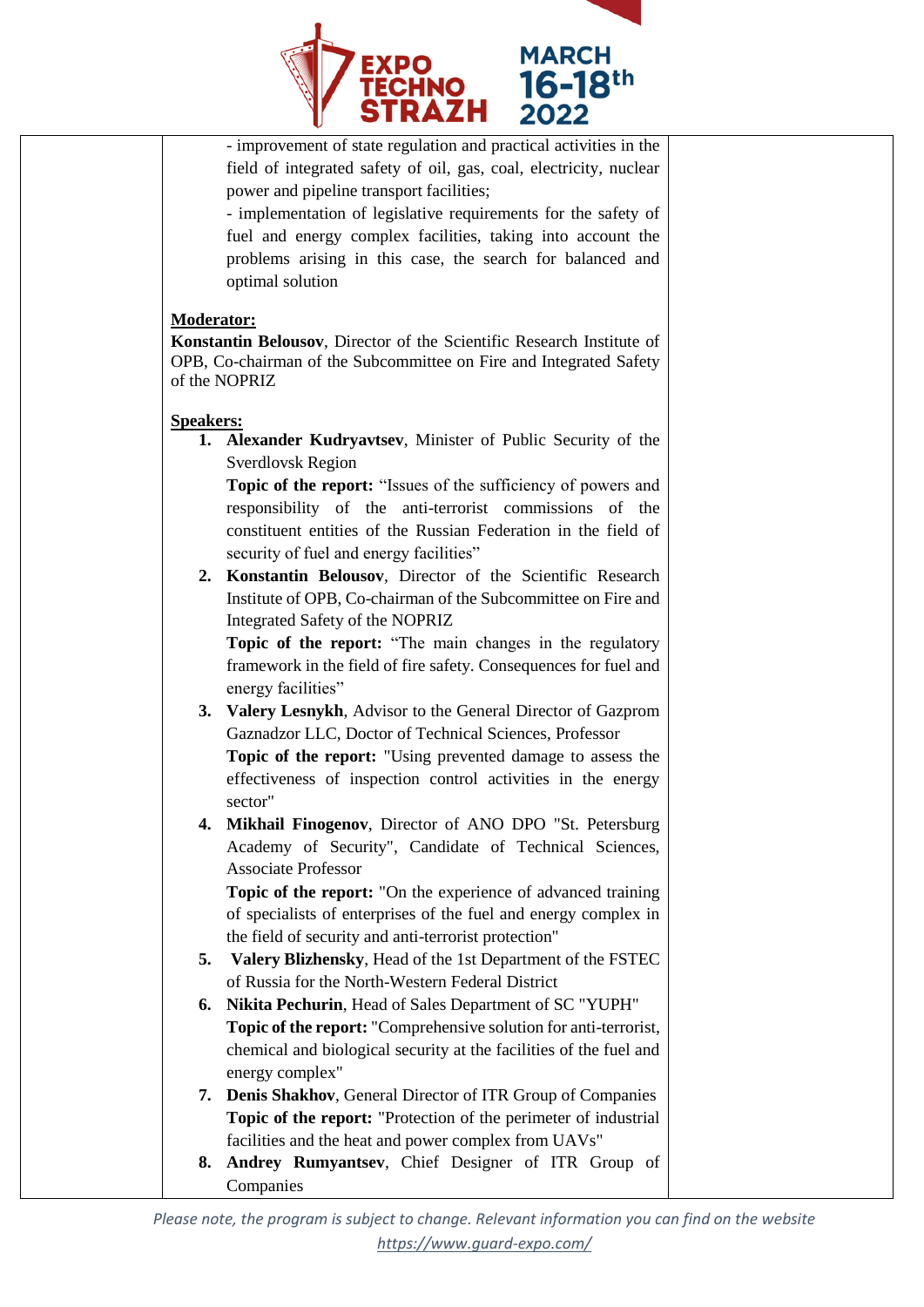- improvement of state regulation and practical activities in the field of integrated safety of oil, gas, coal, electricity, nuclear power and pipeline transport facilities;
- implementation of legislative requirements for the safety of fuel and energy complex facilities, taking into account the problems arising in this case, the search for balanced and optimal solution

**Moderator:**

**Konstantin Belousov**, Director of the Scientific Research Institute of OPB, Co-chairman of the Subcommittee on Fire and Integrated Safety of the NOPRIZ

**Speakers:**

1. **Alexander Kudryavtsev**, Minister of Public Security of the Sverdlovsk Region
   **Topic of the report:** "Issues of the sufficiency of powers and responsibility of the anti-terrorist commissions of the constituent entities of the Russian Federation in the field of security of fuel and energy facilities"
2. **Konstantin Belousov**, Director of the Scientific Research Institute of OPB, Co-chairman of the Subcommittee on Fire and Integrated Safety of the NOPRIZ
   **Topic of the report:** "The main changes in the regulatory framework in the field of fire safety. Consequences for fuel and energy facilities"
3. **Valery Lesnykh**, Advisor to the General Director of Gazprom Gaznadzor LLC, Doctor of Technical Sciences, Professor
   **Topic of the report:** "Using prevented damage to assess the effectiveness of inspection control activities in the energy sector"
4. **Mikhail Finogenov**, Director of ANO DPO "St. Petersburg Academy of Security", Candidate of Technical Sciences, Associate Professor
   **Topic of the report:** "On the experience of advanced training of specialists of enterprises of the fuel and energy complex in the field of security and anti-terrorist protection"
5. **Valery Blizhensky**, Head of the 1st Department of the FSTEC of Russia for the North-Western Federal District
6. **Nikita Pechurin**, Head of Sales Department of SC "YUPH"
   **Topic of the report:** "Comprehensive solution for anti-terrorist, chemical and biological security at the facilities of the fuel and energy complex"
7. **Denis Shakhov**, General Director of ITR Group of Companies
   **Topic of the report:** "Protection of the perimeter of industrial facilities and the heat and power complex from UAVs"
8. **Andrey Rumyantsev**, Chief Designer of ITR Group of Companies

*Please note, the program is subject to change. Relevant information you can find on the website https://www.guard-expo.com/*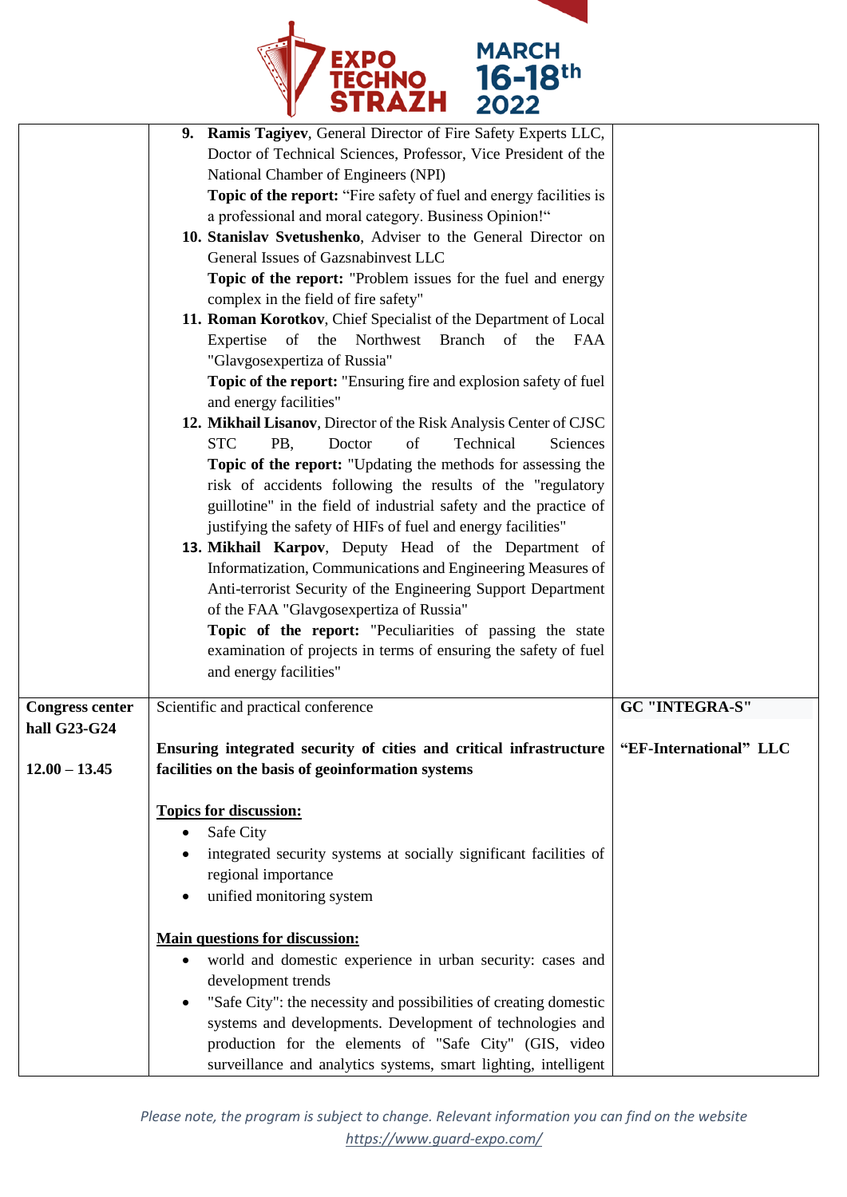| | | |
|---|---|---|
| | 9. **Ramis Tagiyev**, General Director of Fire Safety Experts LLC, Doctor of Technical Sciences, Professor, Vice President of the National Chamber of Engineers (NPI)<br>**Topic of the report:** "Fire safety of fuel and energy facilities is a professional and moral category. Business Opinion!"<br>10. **Stanislav Svetushenko**, Adviser to the General Director on General Issues of Gazsnabinvest LLC<br>**Topic of the report:** "Problem issues for the fuel and energy complex in the field of fire safety"<br>11. **Roman Korotkov**, Chief Specialist of the Department of Local Expertise of the Northwest Branch of the FAA "Glavgosexpertiza of Russia"<br>**Topic of the report:** "Ensuring fire and explosion safety of fuel and energy facilities"<br>12. **Mikhail Lisanov**, Director of the Risk Analysis Center of CJSC STC PB, Doctor of Technical Sciences<br>**Topic of the report:** "Updating the methods for assessing the risk of accidents following the results of the "regulatory guillotine" in the field of industrial safety and the practice of justifying the safety of HIFs of fuel and energy facilities"<br>13. **Mikhail Karpov**, Deputy Head of the Department of Informatization, Communications and Engineering Measures of Anti-terrorist Security of the Engineering Support Department of the FAA "Glavgosexpertiza of Russia"<br>**Topic of the report:** "Peculiarities of passing the state examination of projects in terms of ensuring the safety of fuel and energy facilities" | |
| **Congress center hall G23-G24**<br><br>**12.00 – 13.45** | Scientific and practical conference<br><br>**Ensuring integrated security of cities and critical infrastructure facilities on the basis of geoinformation systems**<br><br>**Topics for discussion:**<br>• Safe City<br>• integrated security systems at socially significant facilities of regional importance<br>• unified monitoring system<br><br>**Main questions for discussion:**<br>• world and domestic experience in urban security: cases and development trends<br>• "Safe City": the necessity and possibilities of creating domestic systems and developments. Development of technologies and production for the elements of "Safe City" (GIS, video surveillance and analytics systems, smart lighting, intelligent | **GC "INTEGRA-S"**<br><br>**"EF-International" LLC** |

*Please note, the program is subject to change. Relevant information you can find on the website https://www.guard-expo.com/*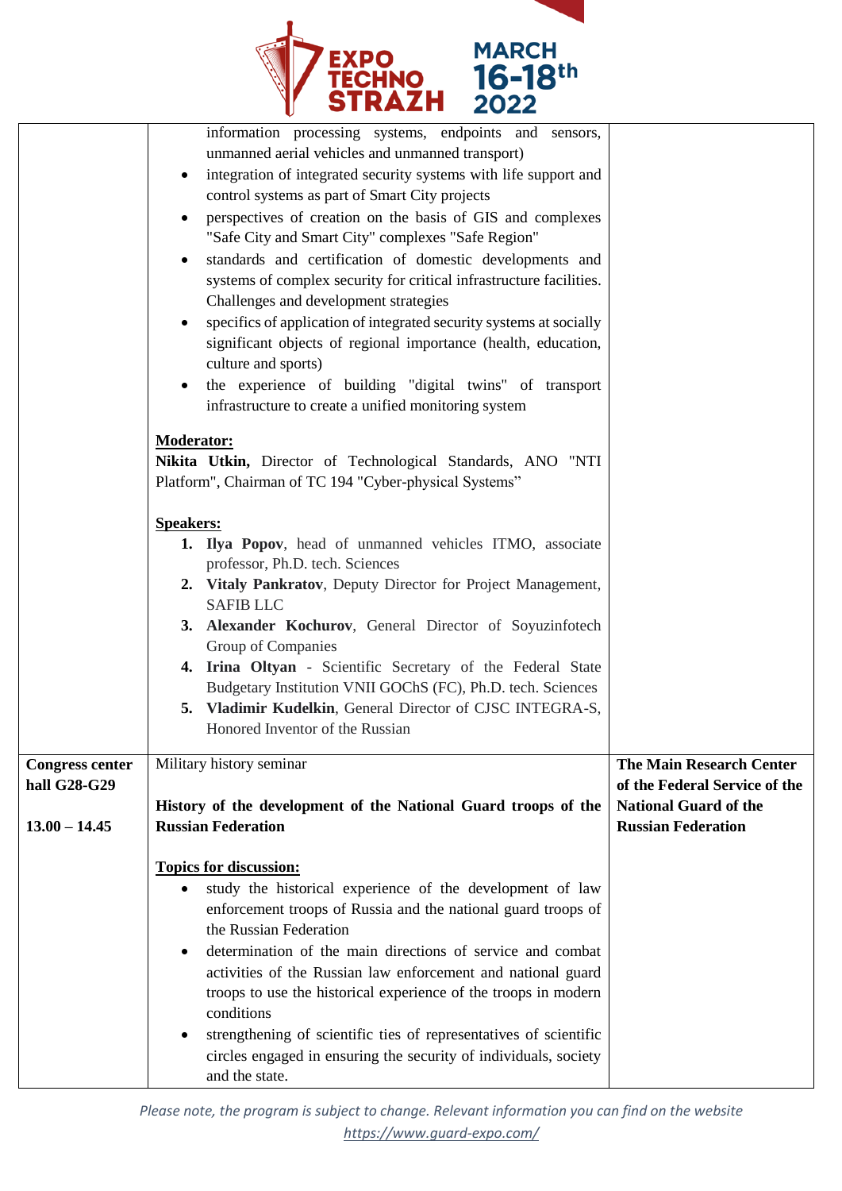| | | |
|---|---|---|
| | information processing systems, endpoints and sensors, unmanned aerial vehicles and unmanned transport)<br>• integration of integrated security systems with life support and control systems as part of Smart City projects<br>• perspectives of creation on the basis of GIS and complexes "Safe City and Smart City" complexes "Safe Region"<br>• standards and certification of domestic developments and systems of complex security for critical infrastructure facilities. Challenges and development strategies<br>• specifics of application of integrated security systems at socially significant objects of regional importance (health, education, culture and sports)<br>• the experience of building "digital twins" of transport infrastructure to create a unified monitoring system<br><br>**Moderator:**<br>**Nikita Utkin,** Director of Technological Standards, ANO "NTI Platform", Chairman of TC 194 "Cyber-physical Systems"<br><br>**Speakers:**<br>1. **Ilya Popov**, head of unmanned vehicles ITMO, associate professor, Ph.D. tech. Sciences<br>2. **Vitaly Pankratov**, Deputy Director for Project Management, SAFIB LLC<br>3. **Alexander Kochurov**, General Director of Soyuzinfotech Group of Companies<br>4. **Irina Oltyan** - Scientific Secretary of the Federal State Budgetary Institution VNII GOChS (FC), Ph.D. tech. Sciences<br>5. **Vladimir Kudelkin**, General Director of CJSC INTEGRA-S, Honored Inventor of the Russian | |
| **Congress center hall G28-G29**<br><br>**13.00 – 14.45** | Military history seminar<br><br>**History of the development of the National Guard troops of the Russian Federation**<br><br>**Topics for discussion:**<br>• study the historical experience of the development of law enforcement troops of Russia and the national guard troops of the Russian Federation<br>• determination of the main directions of service and combat activities of the Russian law enforcement and national guard troops to use the historical experience of the troops in modern conditions<br>• strengthening of scientific ties of representatives of scientific circles engaged in ensuring the security of individuals, society and the state. | **The Main Research Center of the Federal Service of the National Guard of the Russian Federation** |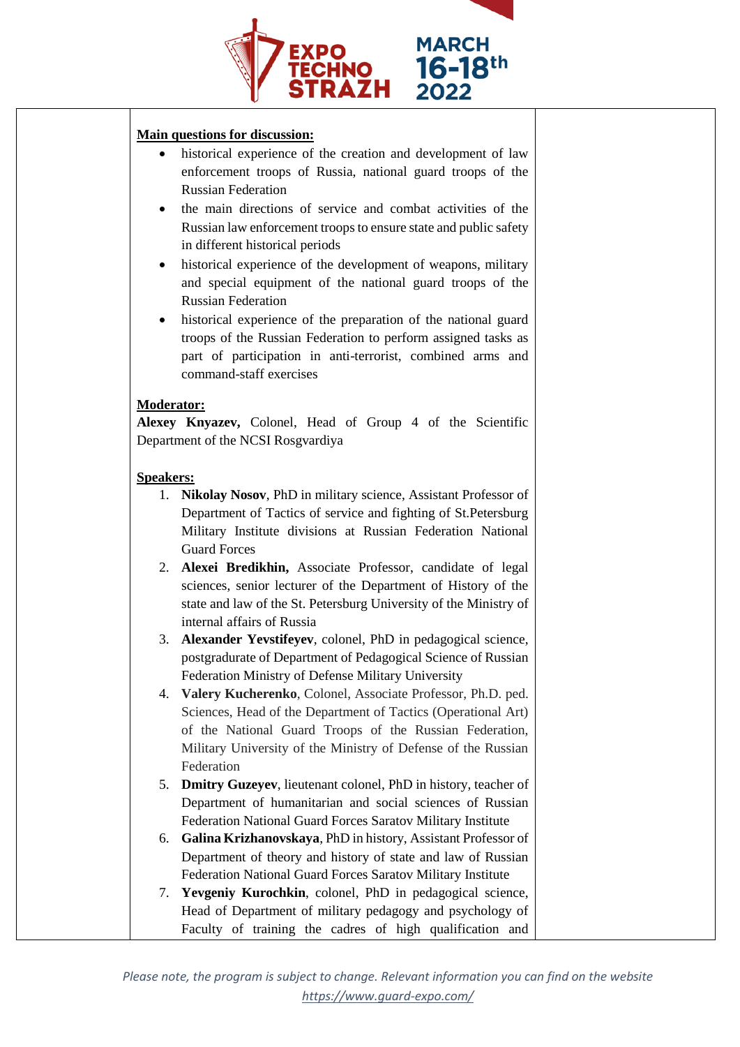**Main questions for discussion:**

- historical experience of the creation and development of law enforcement troops of Russia, national guard troops of the Russian Federation
- the main directions of service and combat activities of the Russian law enforcement troops to ensure state and public safety in different historical periods
- historical experience of the development of weapons, military and special equipment of the national guard troops of the Russian Federation
- historical experience of the preparation of the national guard troops of the Russian Federation to perform assigned tasks as part of participation in anti-terrorist, combined arms and command-staff exercises

**Moderator:**

**Alexey Knyazev,** Colonel, Head of Group 4 of the Scientific Department of the NCSI Rosgvardiya

**Speakers:**

1. **Nikolay Nosov**, PhD in military science, Assistant Professor of Department of Tactics of service and fighting of St.Petersburg Military Institute divisions at Russian Federation National Guard Forces
2. **Alexei Bredikhin,** Associate Professor, candidate of legal sciences, senior lecturer of the Department of History of the state and law of the St. Petersburg University of the Ministry of internal affairs of Russia
3. **Alexander Yevstifeyev**, colonel, PhD in pedagogical science, postgraduate of Department of Pedagogical Science of Russian Federation Ministry of Defense Military University
4. **Valery Kucherenko**, Colonel, Associate Professor, Ph.D. ped. Sciences, Head of the Department of Tactics (Operational Art) of the National Guard Troops of the Russian Federation, Military University of the Ministry of Defense of the Russian Federation
5. **Dmitry Guzeyev**, lieutenant colonel, PhD in history, teacher of Department of humanitarian and social sciences of Russian Federation National Guard Forces Saratov Military Institute
6. **Galina Krizhanovskaya**, PhD in history, Assistant Professor of Department of theory and history of state and law of Russian Federation National Guard Forces Saratov Military Institute
7. **Yevgeniy Kurochkin**, colonel, PhD in pedagogical science, Head of Department of military pedagogy and psychology of Faculty of training the cadres of high qualification and

*Please note, the program is subject to change. Relevant information you can find on the website https://www.guard-expo.com/*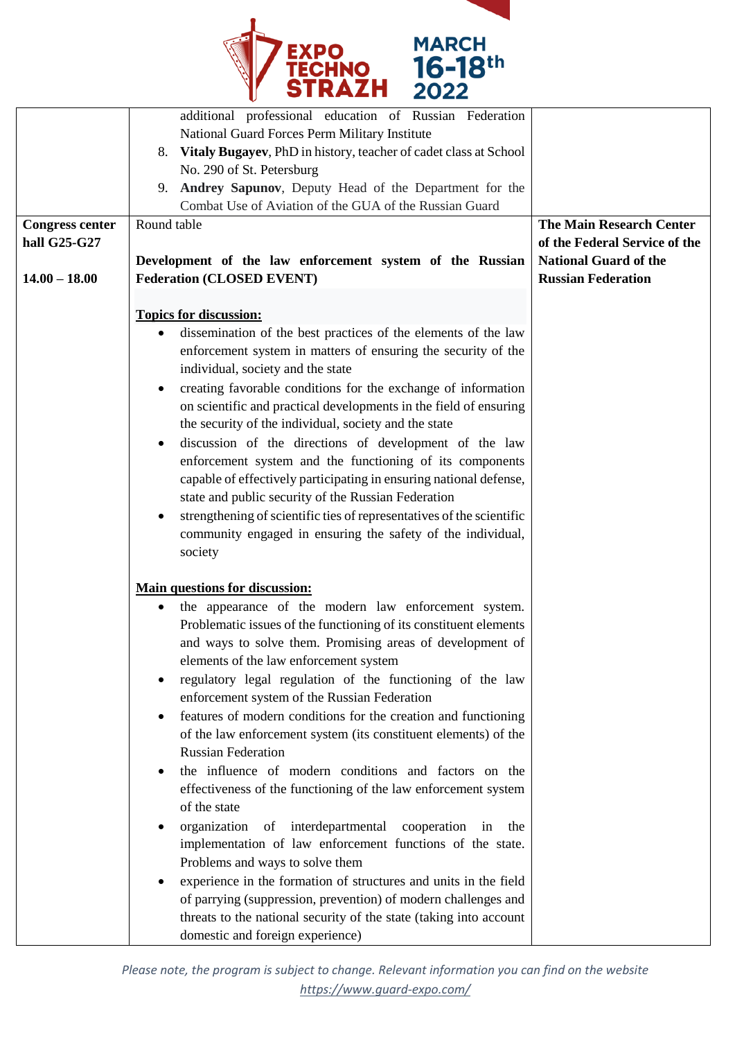| | | |
|---|---|---|
| | additional professional education of Russian Federation National Guard Forces Perm Military Institute<br>8. **Vitaly Bugayev**, PhD in history, teacher of cadet class at School No. 290 of St. Petersburg<br>9. **Andrey Sapunov**, Deputy Head of the Department for the Combat Use of Aviation of the GUA of the Russian Guard | |
| **Congress center hall G25-G27**<br><br>**14.00 – 18.00** | Round table<br><br>**Development of the law enforcement system of the Russian Federation (CLOSED EVENT)**<br><br>**<u>Topics for discussion:</u>**<br>• dissemination of the best practices of the elements of the law enforcement system in matters of ensuring the security of the individual, society and the state<br>• creating favorable conditions for the exchange of information on scientific and practical developments in the field of ensuring the security of the individual, society and the state<br>• discussion of the directions of development of the law enforcement system and the functioning of its components capable of effectively participating in ensuring national defense, state and public security of the Russian Federation<br>• strengthening of scientific ties of representatives of the scientific community engaged in ensuring the safety of the individual, society<br><br>**<u>Main questions for discussion:</u>**<br>• the appearance of the modern law enforcement system. Problematic issues of the functioning of its constituent elements and ways to solve them. Promising areas of development of elements of the law enforcement system<br>• regulatory legal regulation of the functioning of the law enforcement system of the Russian Federation<br>• features of modern conditions for the creation and functioning of the law enforcement system (its constituent elements) of the Russian Federation<br>• the influence of modern conditions and factors on the effectiveness of the functioning of the law enforcement system of the state<br>• organization of interdepartmental cooperation in the implementation of law enforcement functions of the state. Problems and ways to solve them<br>• experience in the formation of structures and units in the field of parrying (suppression, prevention) of modern challenges and threats to the national security of the state (taking into account domestic and foreign experience) | **The Main Research Center of the Federal Service of the National Guard of the Russian Federation** |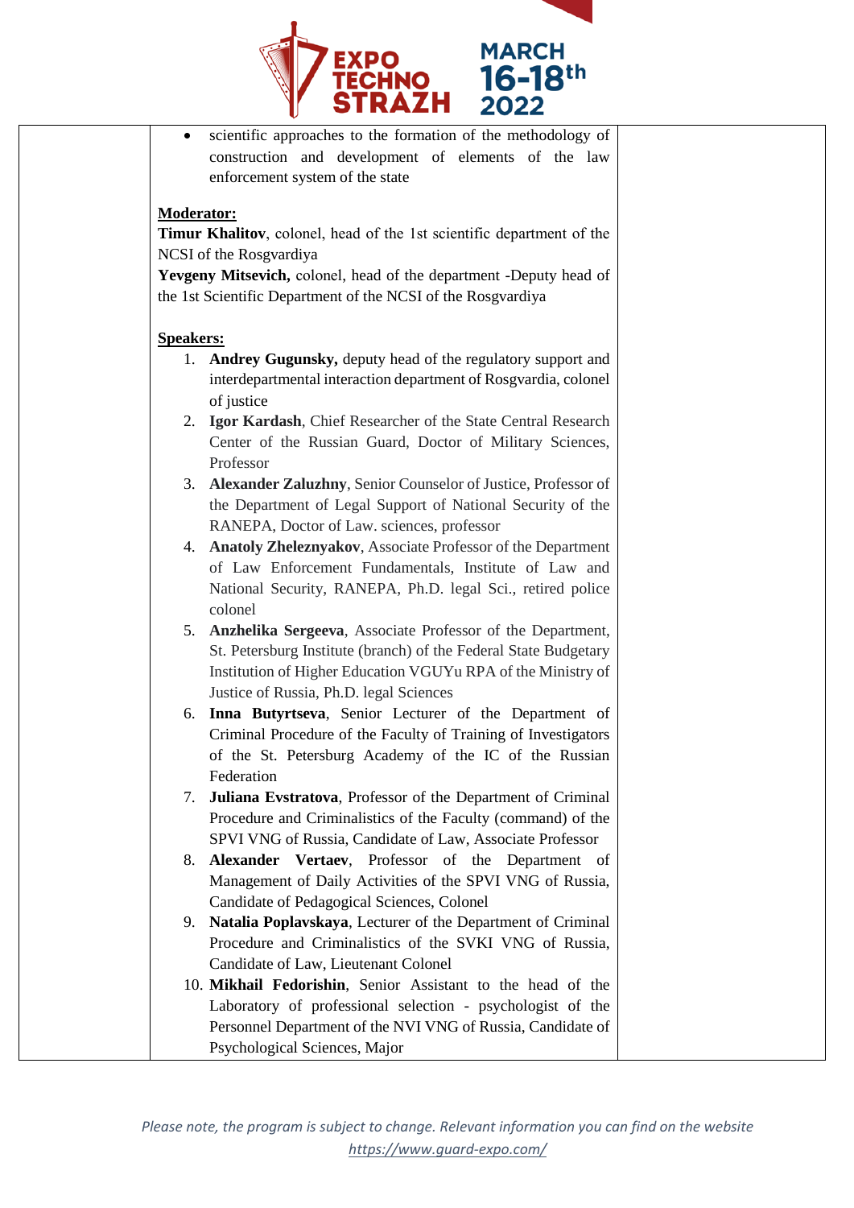- scientific approaches to the formation of the methodology of construction and development of elements of the law enforcement system of the state

**Moderator:**

**Timur Khalitov**, colonel, head of the 1st scientific department of the NCSI of the Rosgvardiya

**Yevgeny Mitsevich,** colonel, head of the department -Deputy head of the 1st Scientific Department of the NCSI of the Rosgvardiya

**Speakers:**

1. **Andrey Gugunsky,** deputy head of the regulatory support and interdepartmental interaction department of Rosgvardia, colonel of justice
2. **Igor Kardash**, Chief Researcher of the State Central Research Center of the Russian Guard, Doctor of Military Sciences, Professor
3. **Alexander Zaluzhny**, Senior Counselor of Justice, Professor of the Department of Legal Support of National Security of the RANEPA, Doctor of Law. sciences, professor
4. **Anatoly Zheleznyakov**, Associate Professor of the Department of Law Enforcement Fundamentals, Institute of Law and National Security, RANEPA, Ph.D. legal Sci., retired police colonel
5. **Anzhelika Sergeeva**, Associate Professor of the Department, St. Petersburg Institute (branch) of the Federal State Budgetary Institution of Higher Education VGUYu RPA of the Ministry of Justice of Russia, Ph.D. legal Sciences
6. **Inna Butyrtseva**, Senior Lecturer of the Department of Criminal Procedure of the Faculty of Training of Investigators of the St. Petersburg Academy of the IC of the Russian Federation
7. **Juliana Evstratova**, Professor of the Department of Criminal Procedure and Criminalistics of the Faculty (command) of the SPVI VNG of Russia, Candidate of Law, Associate Professor
8. **Alexander Vertaev**, Professor of the Department of Management of Daily Activities of the SPVI VNG of Russia, Candidate of Pedagogical Sciences, Colonel
9. **Natalia Poplavskaya**, Lecturer of the Department of Criminal Procedure and Criminalistics of the SVKI VNG of Russia, Candidate of Law, Lieutenant Colonel
10. **Mikhail Fedorishin**, Senior Assistant to the head of the Laboratory of professional selection - psychologist of the Personnel Department of the NVI VNG of Russia, Candidate of Psychological Sciences, Major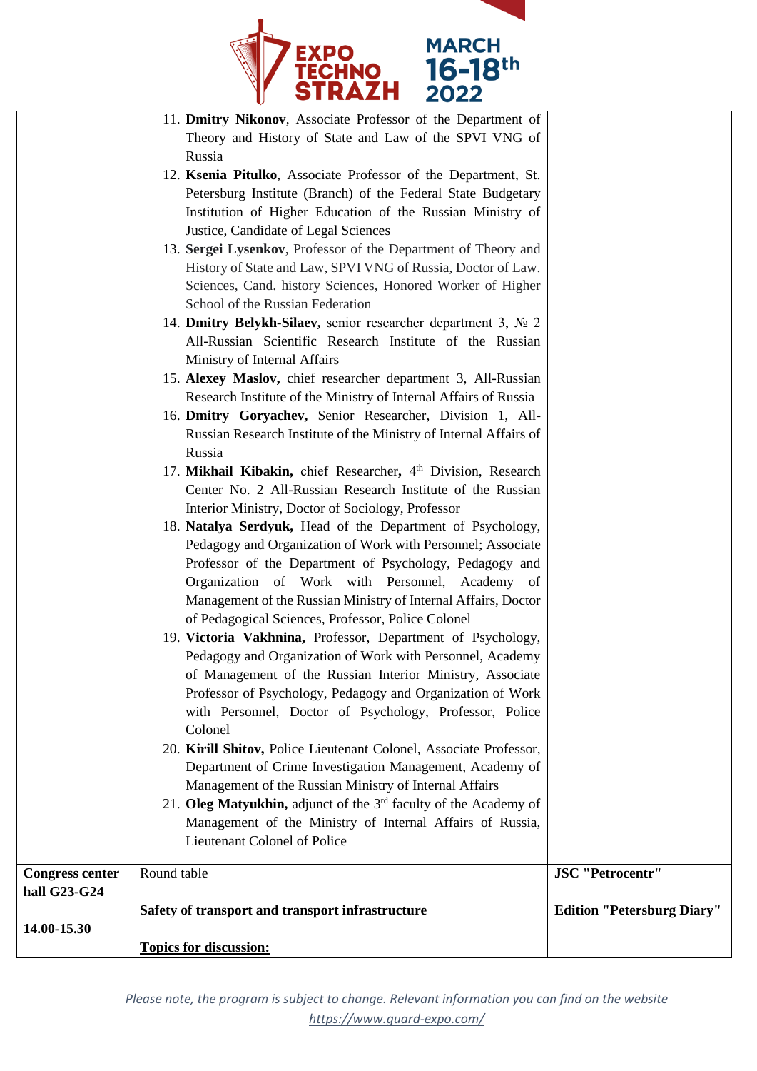| | | |
|---|---|---|
| | 11. **Dmitry Nikonov**, Associate Professor of the Department of Theory and History of State and Law of the SPVI VNG of Russia<br>12. **Ksenia Pitulko**, Associate Professor of the Department, St. Petersburg Institute (Branch) of the Federal State Budgetary Institution of Higher Education of the Russian Ministry of Justice, Candidate of Legal Sciences<br>13. **Sergei Lysenkov**, Professor of the Department of Theory and History of State and Law, SPVI VNG of Russia, Doctor of Law. Sciences, Cand. history Sciences, Honored Worker of Higher School of the Russian Federation<br>14. **Dmitry Belykh-Silaev,** senior researcher department 3, № 2 All-Russian Scientific Research Institute of the Russian Ministry of Internal Affairs<br>15. **Alexey Maslov,** chief researcher department 3, All-Russian Research Institute of the Ministry of Internal Affairs of Russia<br>16. **Dmitry Goryachev,** Senior Researcher, Division 1, All-Russian Research Institute of the Ministry of Internal Affairs of Russia<br>17. **Mikhail Kibakin,** chief Researcher**,** 4th Division, Research Center No. 2 All-Russian Research Institute of the Russian Interior Ministry, Doctor of Sociology, Professor<br>18. **Natalya Serdyuk,** Head of the Department of Psychology, Pedagogy and Organization of Work with Personnel; Associate Professor of the Department of Psychology, Pedagogy and Organization of Work with Personnel, Academy of Management of the Russian Ministry of Internal Affairs, Doctor of Pedagogical Sciences, Professor, Police Colonel<br>19. **Victoria Vakhnina,** Professor, Department of Psychology, Pedagogy and Organization of Work with Personnel, Academy of Management of the Russian Interior Ministry, Associate Professor of Psychology, Pedagogy and Organization of Work with Personnel, Doctor of Psychology, Professor, Police Colonel<br>20. **Kirill Shitov,** Police Lieutenant Colonel, Associate Professor, Department of Crime Investigation Management, Academy of Management of the Russian Ministry of Internal Affairs<br>21. **Oleg Matyukhin,** adjunct of the 3rd faculty of the Academy of Management of the Ministry of Internal Affairs of Russia, Lieutenant Colonel of Police | |
| **Congress center hall G23-G24**<br><br>**14.00-15.30** | Round table<br><br>**Safety of transport and transport infrastructure**<br><br>**Topics for discussion:** | **JSC "Petrocentr"**<br><br>**Edition "Petersburg Diary"** |

*Please note, the program is subject to change. Relevant information you can find on the website https://www.guard-expo.com/*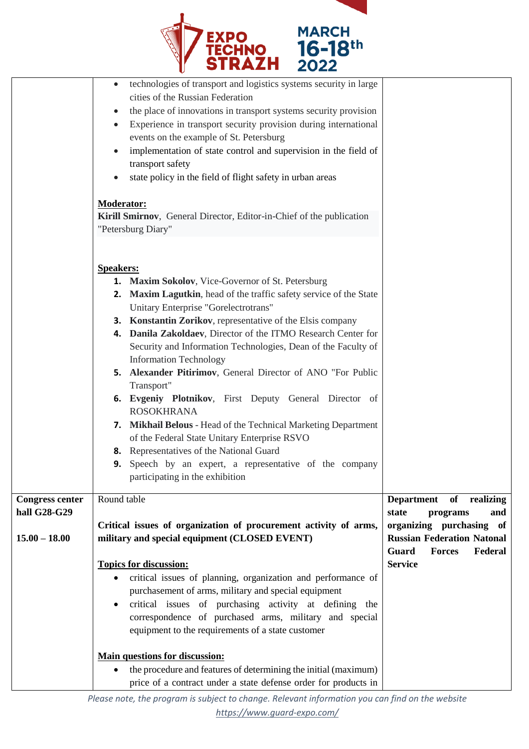| | | |
|---|---|---|
| | • technologies of transport and logistics systems security in large cities of the Russian Federation<br>• the place of innovations in transport systems security provision<br>• Experience in transport security provision during international events on the example of St. Petersburg<br>• implementation of state control and supervision in the field of transport safety<br>• state policy in the field of flight safety in urban areas<br><br>**Moderator:**<br>**Kirill Smirnov**, General Director, Editor-in-Chief of the publication "Petersburg Diary"<br><br>**Speakers:**<br>1. **Maxim Sokolov**, Vice-Governor of St. Petersburg<br>2. **Maxim Lagutkin**, head of the traffic safety service of the State Unitary Enterprise "Gorelectrotrans"<br>3. **Konstantin Zorikov**, representative of the Elsis company<br>4. **Danila Zakoldaev**, Director of the ITMO Research Center for Security and Information Technologies, Dean of the Faculty of Information Technology<br>5. **Alexander Pitirimov**, General Director of ANO "For Public Transport"<br>6. **Evgeniy Plotnikov**, First Deputy General Director of ROSOKHRANA<br>7. **Mikhail Belous** - Head of the Technical Marketing Department of the Federal State Unitary Enterprise RSVO<br>8. Representatives of the National Guard<br>9. Speech by an expert, a representative of the company participating in the exhibition | |
| **Congress center hall G28-G29**<br><br>**15.00 – 18.00** | Round table<br><br>**Critical issues of organization of procurement activity of arms, military and special equipment (CLOSED EVENT)**<br><br>**Topics for discussion:**<br>• critical issues of planning, organization and performance of purchasement of arms, military and special equipment<br>• critical issues of purchasing activity at defining the correspondence of purchased arms, military and special equipment to the requirements of a state customer<br><br>**Main questions for discussion:**<br>• the procedure and features of determining the initial (maximum) price of a contract under a state defense order for products in | **Department of realizing state programs and organizing purchasing of Russian Federation Natonal Guard Forces Federal Service** |

*Please note, the program is subject to change. Relevant information you can find on the website https://www.guard-expo.com/*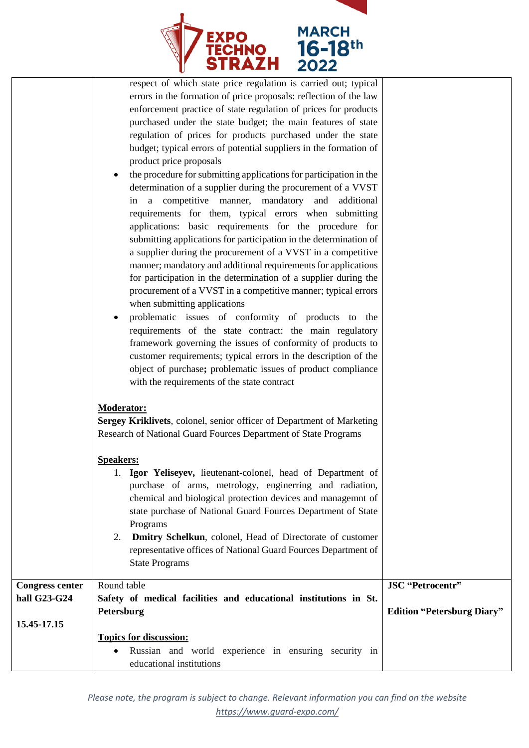| | | |
|---|---|---|
| | respect of which state price regulation is carried out; typical errors in the formation of price proposals: reflection of the law enforcement practice of state regulation of prices for products purchased under the state budget; the main features of state regulation of prices for products purchased under the state budget; typical errors of potential suppliers in the formation of product price proposals<br>• the procedure for submitting applications for participation in the determination of a supplier during the procurement of a VVST in a competitive manner, mandatory and additional requirements for them, typical errors when submitting applications: basic requirements for the procedure for submitting applications for participation in the determination of a supplier during the procurement of a VVST in a competitive manner; mandatory and additional requirements for applications for participation in the determination of a supplier during the procurement of a VVST in a competitive manner; typical errors when submitting applications<br>• problematic issues of conformity of products to the requirements of the state contract: the main regulatory framework governing the issues of conformity of products to customer requirements; typical errors in the description of the object of purchase**;** problematic issues of product compliance with the requirements of the state contract<br><br>**Moderator:**<br>**Sergey Kriklivets**, colonel, senior officer of Department of Marketing Research of National Guard Fources Department of State Programs<br><br>**Speakers:**<br>1. **Igor Yeliseyev,** lieutenant-colonel, head of Department of purchase of arms, metrology, enginerring and radiation, chemical and biological protection devices and managemnt of state purchase of National Guard Fources Department of State Programs<br>2. **Dmitry Schelkun**, colonel, Head of Directorate of customer representative offices of National Guard Fources Department of State Programs | |
| **Congress center hall G23-G24**<br><br>**15.45-17.15** | Round table<br>**Safety of medical facilities and educational institutions in St. Petersburg**<br><br>**Topics for discussion:**<br>• Russian and world experience in ensuring security in educational institutions | **JSC "Petrocentr"**<br><br>**Edition "Petersburg Diary"** |

*Please note, the program is subject to change. Relevant information you can find on the website https://www.guard-expo.com/*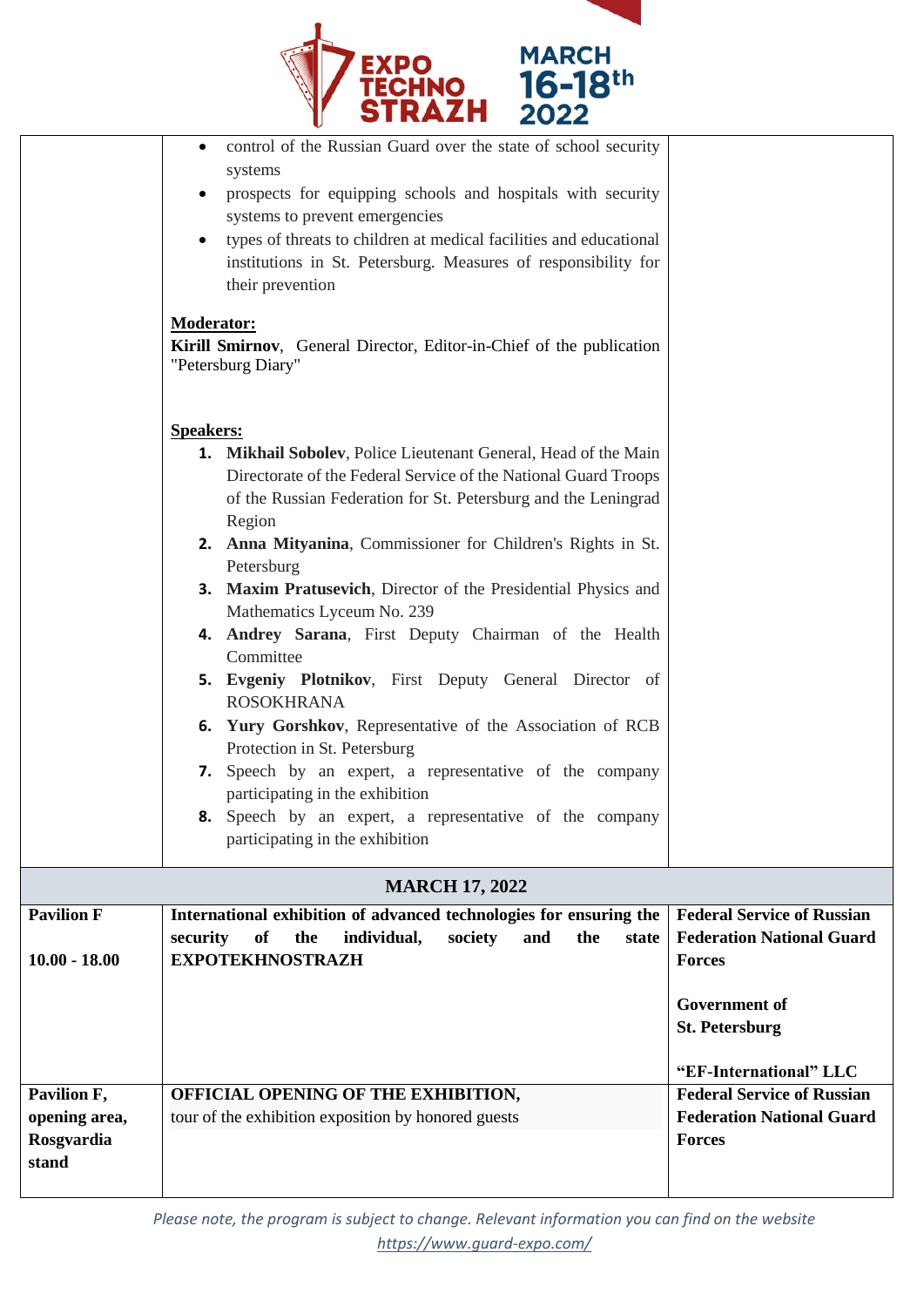| | | |
|---|---|---|
| | • control of the Russian Guard over the state of school security systems<br>• prospects for equipping schools and hospitals with security systems to prevent emergencies<br>• types of threats to children at medical facilities and educational institutions in St. Petersburg. Measures of responsibility for their prevention<br><br>**Moderator:**<br>**Kirill Smirnov**, General Director, Editor-in-Chief of the publication "Petersburg Diary"<br><br>**Speakers:**<br>1. **Mikhail Sobolev**, Police Lieutenant General, Head of the Main Directorate of the Federal Service of the National Guard Troops of the Russian Federation for St. Petersburg and the Leningrad Region<br>2. **Anna Mityanina**, Commissioner for Children's Rights in St. Petersburg<br>3. **Maxim Pratusevich**, Director of the Presidential Physics and Mathematics Lyceum No. 239<br>4. **Andrey Sarana**, First Deputy Chairman of the Health Committee<br>5. **Evgeniy Plotnikov**, First Deputy General Director of ROSOKHRANA<br>6. **Yury Gorshkov**, Representative of the Association of RCB Protection in St. Petersburg<br>7. Speech by an expert, a representative of the company participating in the exhibition<br>8. Speech by an expert, a representative of the company participating in the exhibition | |
| **MARCH 17, 2022** | | |
| **Pavilion F**<br><br>**10.00 - 18.00** | **International exhibition of advanced technologies for ensuring the security of the individual, society and the state EXPOTEKHNOSTRAZH** | **Federal Service of Russian Federation National Guard Forces**<br><br>**Government of St. Petersburg**<br><br>**"EF-International" LLC** |
| **Pavilion F, opening area, Rosgvardia stand** | **OFFICIAL OPENING OF THE EXHIBITION,**<br>tour of the exhibition exposition by honored guests | **Federal Service of Russian Federation National Guard Forces** |

*Please note, the program is subject to change. Relevant information you can find on the website https://www.guard-expo.com/*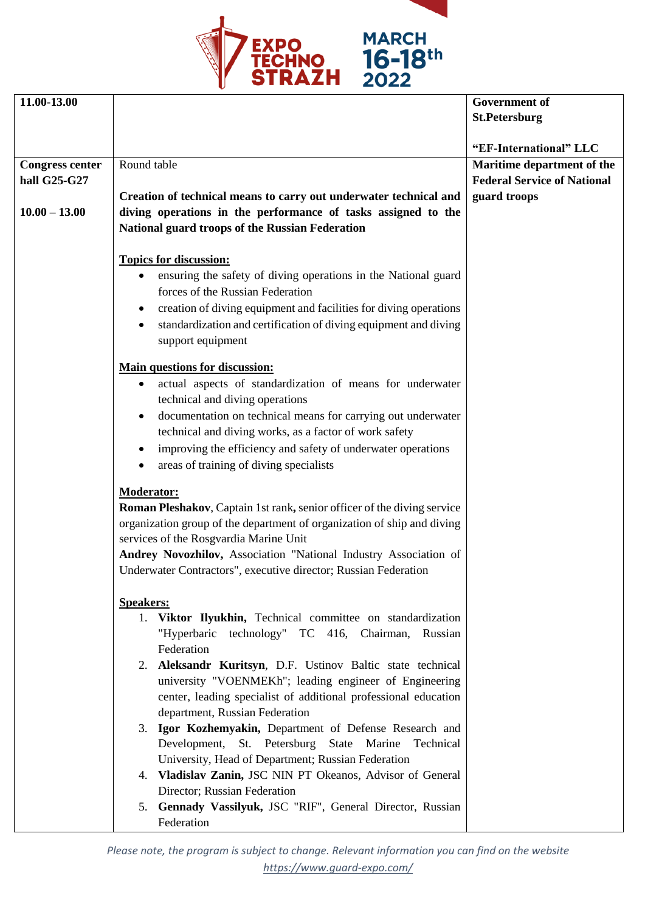| | | |
|---|---|---|
| **11.00-13.00** | | **Government of St.Petersburg**<br><br>**"EF-International" LLC** |
| **Congress center hall G25-G27**<br><br>**10.00 – 13.00** | Round table<br><br>**Creation of technical means to carry out underwater technical and diving operations in the performance of tasks assigned to the National guard troops of the Russian Federation**<br><br>**<u>Topics for discussion:</u>**<br>• ensuring the safety of diving operations in the National guard forces of the Russian Federation<br>• creation of diving equipment and facilities for diving operations<br>• standardization and certification of diving equipment and diving support equipment<br><br>**<u>Main questions for discussion:</u>**<br>• actual aspects of standardization of means for underwater technical and diving operations<br>• documentation on technical means for carrying out underwater technical and diving works, as a factor of work safety<br>• improving the efficiency and safety of underwater operations<br>• areas of training of diving specialists<br><br>**<u>Moderator:</u>**<br>**Roman Pleshakov**, Captain 1st rank**,** senior officer of the diving service organization group of the department of organization of ship and diving services of the Rosgvardia Marine Unit<br>**Andrey Novozhilov,** Association "National Industry Association of Underwater Contractors", executive director; Russian Federation<br><br>**<u>Speakers:</u>**<br>1. **Viktor Ilyukhin,** Technical committee on standardization "Hyperbaric technology" TC 416, Chairman, Russian Federation<br>2. **Aleksandr Kuritsyn**, D.F. Ustinov Baltic state technical university "VOENMEKh"; leading engineer of Engineering center, leading specialist of additional professional education department, Russian Federation<br>3. **Igor Kozhemyakin,** Department of Defense Research and Development, St. Petersburg State Marine Technical University, Head of Department; Russian Federation<br>4. **Vladislav Zanin,** JSC NIN PT Okeanos, Advisor of General Director; Russian Federation<br>5. **Gennady Vassilyuk,** JSC "RIF", General Director, Russian Federation | **Maritime department of the Federal Service of National guard troops** |

*Please note, the program is subject to change. Relevant information you can find on the website https://www.guard-expo.com/*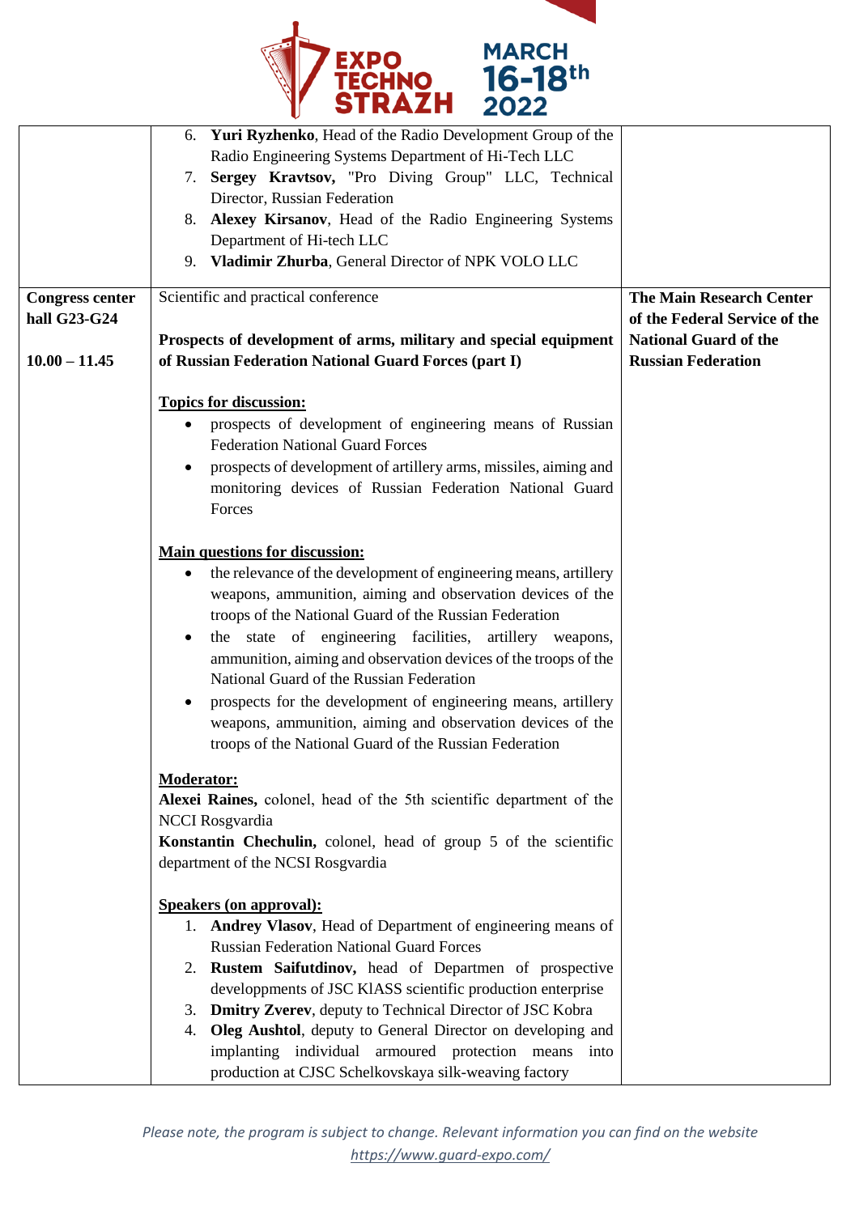| | | |
|---|---|---|
| | 6. **Yuri Ryzhenko**, Head of the Radio Development Group of the Radio Engineering Systems Department of Hi-Tech LLC<br>7. **Sergey Kravtsov,** "Pro Diving Group" LLC, Technical Director, Russian Federation<br>8. **Alexey Kirsanov**, Head of the Radio Engineering Systems Department of Hi-tech LLC<br>9. **Vladimir Zhurba**, General Director of NPK VOLO LLC | |
| **Congress center hall G23-G24**<br><br>**10.00 – 11.45** | Scientific and practical conference<br><br>**Prospects of development of arms, military and special equipment of Russian Federation National Guard Forces (part I)**<br><br>**<u>Topics for discussion:</u>**<br>• prospects of development of engineering means of Russian Federation National Guard Forces<br>• prospects of development of artillery arms, missiles, aiming and monitoring devices of Russian Federation National Guard Forces<br><br>**<u>Main questions for discussion:</u>**<br>• the relevance of the development of engineering means, artillery weapons, ammunition, aiming and observation devices of the troops of the National Guard of the Russian Federation<br>• the state of engineering facilities, artillery weapons, ammunition, aiming and observation devices of the troops of the National Guard of the Russian Federation<br>• prospects for the development of engineering means, artillery weapons, ammunition, aiming and observation devices of the troops of the National Guard of the Russian Federation<br><br>**<u>Moderator:</u>**<br>**Alexei Raines,** colonel, head of the 5th scientific department of the NCCI Rosgvardia<br>**Konstantin Chechulin,** colonel, head of group 5 of the scientific department of the NCSI Rosgvardia<br><br>**<u>Speakers (on approval):</u>**<br>1. **Andrey Vlasov**, Head of Department of engineering means of Russian Federation National Guard Forces<br>2. **Rustem Saifutdinov,** head of Departmen of prospective developpments of JSC KlASS scientific production enterprise<br>3. **Dmitry Zverev**, deputy to Technical Director of JSC Kobra<br>4. **Oleg Aushtol**, deputy to General Director on developing and implanting individual armoured protection means into production at CJSC Schelkovskaya silk-weaving factory | **The Main Research Center of the Federal Service of the National Guard of the Russian Federation** |

*Please note, the program is subject to change. Relevant information you can find on the website https://www.guard-expo.com/*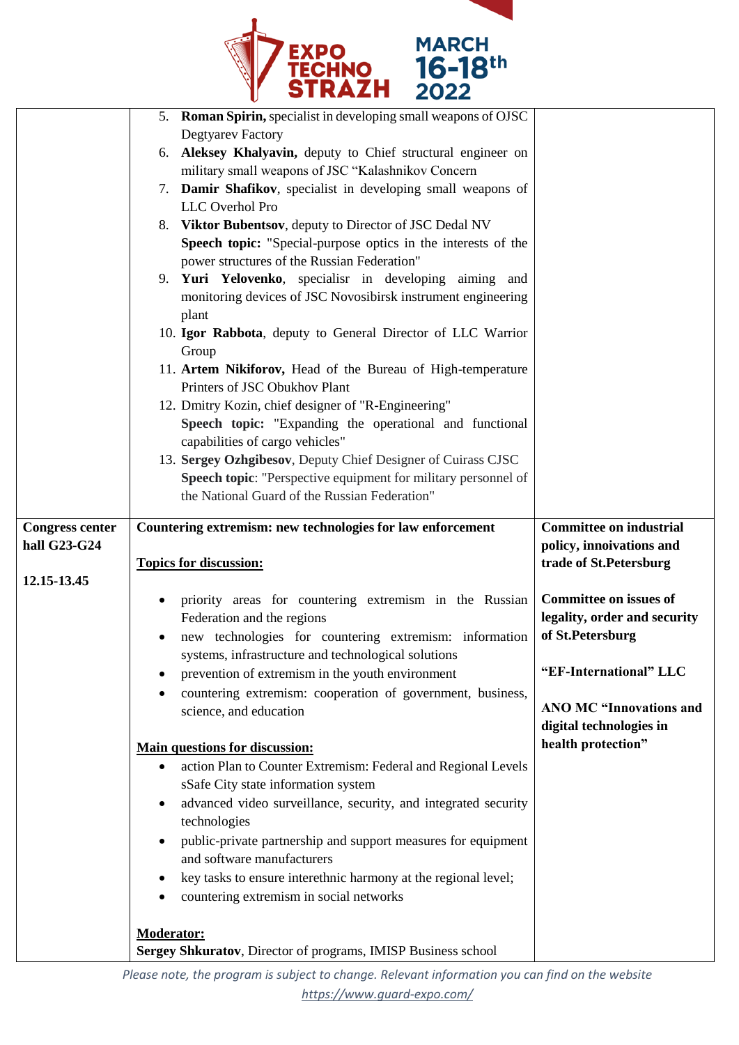| | | |
|---|---|---|
| | 5. **Roman Spirin,** specialist in developing small weapons of OJSC Degtyarev Factory<br>6. **Aleksey Khalyavin,** deputy to Chief structural engineer on military small weapons of JSC "Kalashnikov Concern<br>7. **Damir Shafikov**, specialist in developing small weapons of LLC Overhol Pro<br>8. **Viktor Bubentsov**, deputy to Director of JSC Dedal NV<br>**Speech topic:** "Special-purpose optics in the interests of the power structures of the Russian Federation"<br>9. **Yuri Yelovenko**, specialisr in developing aiming and monitoring devices of JSC Novosibirsk instrument engineering plant<br>10. **Igor Rabbota**, deputy to General Director of LLC Warrior Group<br>11. **Artem Nikiforov,** Head of the Bureau of High-temperature Printers of JSC Obukhov Plant<br>12. Dmitry Kozin, chief designer of "R-Engineering"<br>**Speech topic:** "Expanding the operational and functional capabilities of cargo vehicles"<br>13. **Sergey Ozhgibesov**, Deputy Chief Designer of Cuirass CJSC<br>**Speech topic**: "Perspective equipment for military personnel of the National Guard of the Russian Federation" | |
| **Congress center hall G23-G24**<br><br>**12.15-13.45** | **Countering extremism: new technologies for law enforcement**<br><br>**Topics for discussion:**<br><br>• priority areas for countering extremism in the Russian Federation and the regions<br>• new technologies for countering extremism: information systems, infrastructure and technological solutions<br>• prevention of extremism in the youth environment<br>• countering extremism: cooperation of government, business, science, and education<br><br>**Main questions for discussion:**<br>• action Plan to Counter Extremism: Federal and Regional Levels sSafe City state information system<br>• advanced video surveillance, security, and integrated security technologies<br>• public-private partnership and support measures for equipment and software manufacturers<br>• key tasks to ensure interethnic harmony at the regional level;<br>• countering extremism in social networks<br><br>**Moderator:**<br>**Sergey Shkuratov**, Director of programs, IMISP Business school | **Committee on industrial policy, innoivations and trade of St.Petersburg**<br><br>**Committee on issues of legality, order and security of St.Petersburg**<br><br>**"EF-International" LLC**<br><br>**ANO MC "Innovations and digital technologies in health protection"** |

*Please note, the program is subject to change. Relevant information you can find on the website https://www.guard-expo.com/*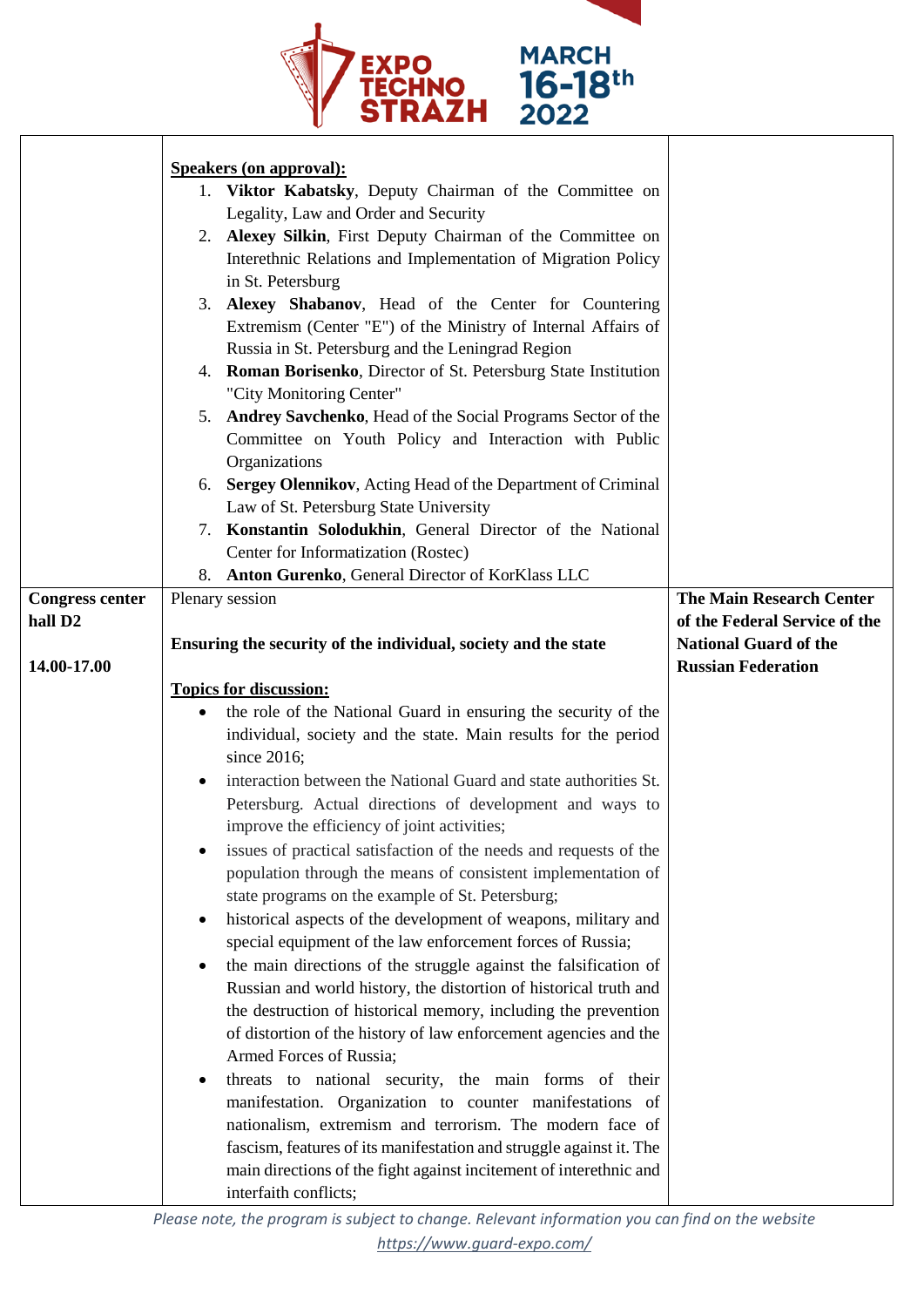| | | |
|---|---|---|
| | **Speakers (on approval):**<br>1. **Viktor Kabatsky**, Deputy Chairman of the Committee on Legality, Law and Order and Security<br>2. **Alexey Silkin**, First Deputy Chairman of the Committee on Interethnic Relations and Implementation of Migration Policy in St. Petersburg<br>3. **Alexey Shabanov**, Head of the Center for Countering Extremism (Center "E") of the Ministry of Internal Affairs of Russia in St. Petersburg and the Leningrad Region<br>4. **Roman Borisenko**, Director of St. Petersburg State Institution "City Monitoring Center"<br>5. **Andrey Savchenko**, Head of the Social Programs Sector of the Committee on Youth Policy and Interaction with Public Organizations<br>6. **Sergey Olennikov**, Acting Head of the Department of Criminal Law of St. Petersburg State University<br>7. **Konstantin Solodukhin**, General Director of the National Center for Informatization (Rostec)<br>8. **Anton Gurenko**, General Director of KorKlass LLC | |
| **Congress center hall D2**<br><br>**14.00-17.00** | Plenary session<br><br>**Ensuring the security of the individual, society and the state**<br><br>**Topics for discussion:**<br>• the role of the National Guard in ensuring the security of the individual, society and the state. Main results for the period since 2016;<br>• interaction between the National Guard and state authorities St. Petersburg. Actual directions of development and ways to improve the efficiency of joint activities;<br>• issues of practical satisfaction of the needs and requests of the population through the means of consistent implementation of state programs on the example of St. Petersburg;<br>• historical aspects of the development of weapons, military and special equipment of the law enforcement forces of Russia;<br>• the main directions of the struggle against the falsification of Russian and world history, the distortion of historical truth and the destruction of historical memory, including the prevention of distortion of the history of law enforcement agencies and the Armed Forces of Russia;<br>• threats to national security, the main forms of their manifestation. Organization to counter manifestations of nationalism, extremism and terrorism. The modern face of fascism, features of its manifestation and struggle against it. The main directions of the fight against incitement of interethnic and interfaith conflicts; | **The Main Research Center of the Federal Service of the National Guard of the Russian Federation** |

*Please note, the program is subject to change. Relevant information you can find on the website https://www.guard-expo.com/*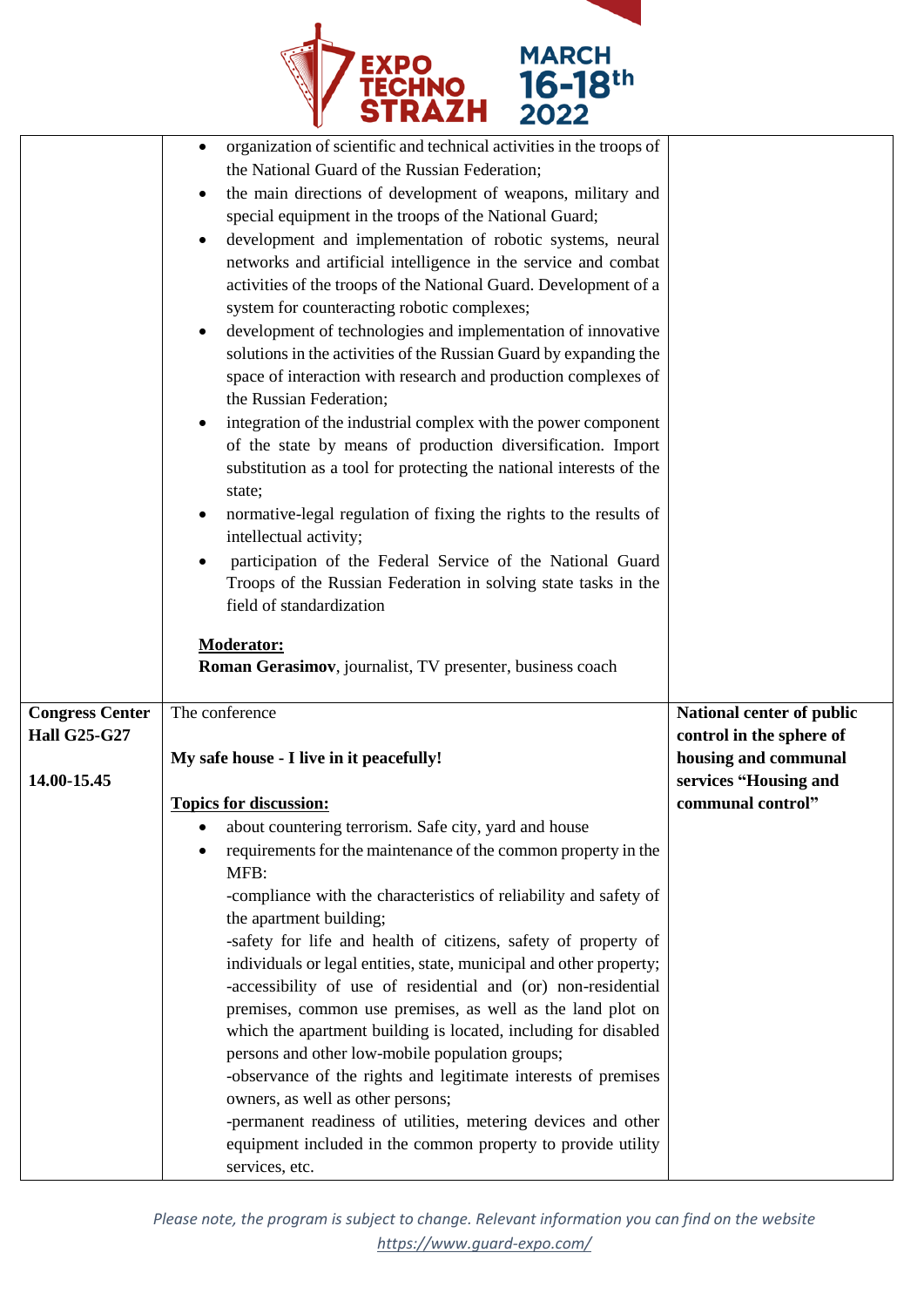| | | |
|---|---|---|
| | • organization of scientific and technical activities in the troops of the National Guard of the Russian Federation;<br>• the main directions of development of weapons, military and special equipment in the troops of the National Guard;<br>• development and implementation of robotic systems, neural networks and artificial intelligence in the service and combat activities of the troops of the National Guard. Development of a system for counteracting robotic complexes;<br>• development of technologies and implementation of innovative solutions in the activities of the Russian Guard by expanding the space of interaction with research and production complexes of the Russian Federation;<br>• integration of the industrial complex with the power component of the state by means of production diversification. Import substitution as a tool for protecting the national interests of the state;<br>• normative-legal regulation of fixing the rights to the results of intellectual activity;<br>• participation of the Federal Service of the National Guard Troops of the Russian Federation in solving state tasks in the field of standardization<br><br>**<u>Moderator:</u>**<br>**Roman Gerasimov**, journalist, TV presenter, business coach | |
| **Congress Center Hall G25-G27**<br><br>**14.00-15.45** | The conference<br><br>**My safe house - I live in it peacefully!**<br><br>**<u>Topics for discussion:</u>**<br>• about countering terrorism. Safe city, yard and house<br>• requirements for the maintenance of the common property in the MFB:<br>-compliance with the characteristics of reliability and safety of the apartment building;<br>-safety for life and health of citizens, safety of property of individuals or legal entities, state, municipal and other property;<br>-accessibility of use of residential and (or) non-residential premises, common use premises, as well as the land plot on which the apartment building is located, including for disabled persons and other low-mobile population groups;<br>-observance of the rights and legitimate interests of premises owners, as well as other persons;<br>-permanent readiness of utilities, metering devices and other equipment included in the common property to provide utility services, etc. | **National center of public control in the sphere of housing and communal services "Housing and communal control"** |

*Please note, the program is subject to change. Relevant information you can find on the website https://www.guard-expo.com/*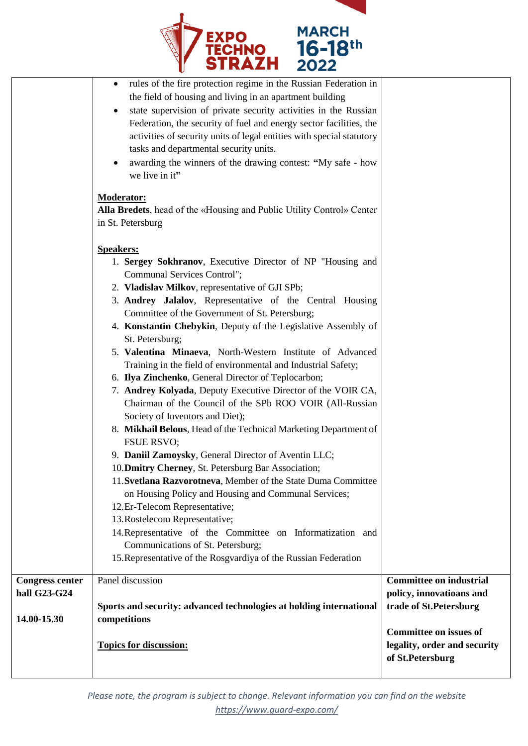| | | |
|---|---|---|
| | • rules of the fire protection regime in the Russian Federation in the field of housing and living in an apartment building<br>• state supervision of private security activities in the Russian Federation, the security of fuel and energy sector facilities, the activities of security units of legal entities with special statutory tasks and departmental security units.<br>• awarding the winners of the drawing contest: **"**My safe - how we live in it**"**<br><br>**Moderator:**<br>**Alla Bredets**, head of the «Housing and Public Utility Control» Center in St. Petersburg<br><br>**Speakers:**<br>1. **Sergey Sokhranov**, Executive Director of NP "Housing and Communal Services Control";<br>2. **Vladislav Milkov**, representative of GJI SPb;<br>3. **Andrey Jalalov**, Representative of the Central Housing Committee of the Government of St. Petersburg;<br>4. **Konstantin Chebykin**, Deputy of the Legislative Assembly of St. Petersburg;<br>5. **Valentina Minaeva**, North-Western Institute of Advanced Training in the field of environmental and Industrial Safety;<br>6. **Ilya Zinchenko**, General Director of Teplocarbon;<br>7. **Andrey Kolyada**, Deputy Executive Director of the VOIR CA, Chairman of the Council of the SPb ROO VOIR (All-Russian Society of Inventors and Diet);<br>8. **Mikhail Belous**, Head of the Technical Marketing Department of FSUE RSVO;<br>9. **Daniil Zamoysky**, General Director of Aventin LLC;<br>10. **Dmitry Cherney**, St. Petersburg Bar Association;<br>11. **Svetlana Razvorotneva**, Member of the State Duma Committee on Housing Policy and Housing and Communal Services;<br>12. Er-Telecom Representative;<br>13. Rostelecom Representative;<br>14. Representative of the Committee on Informatization and Communications of St. Petersburg;<br>15. Representative of the Rosgvardiya of the Russian Federation | |
| **Congress center hall G23-G24**<br><br>**14.00-15.30** | Panel discussion<br><br>**Sports and security: advanced technologies at holding international competitions**<br><br>**Topics for discussion:** | **Committee on industrial policy, innovatioans and trade of St.Petersburg**<br><br>**Committee on issues of legality, order and security of St.Petersburg** |

*Please note, the program is subject to change. Relevant information you can find on the website https://www.guard-expo.com/*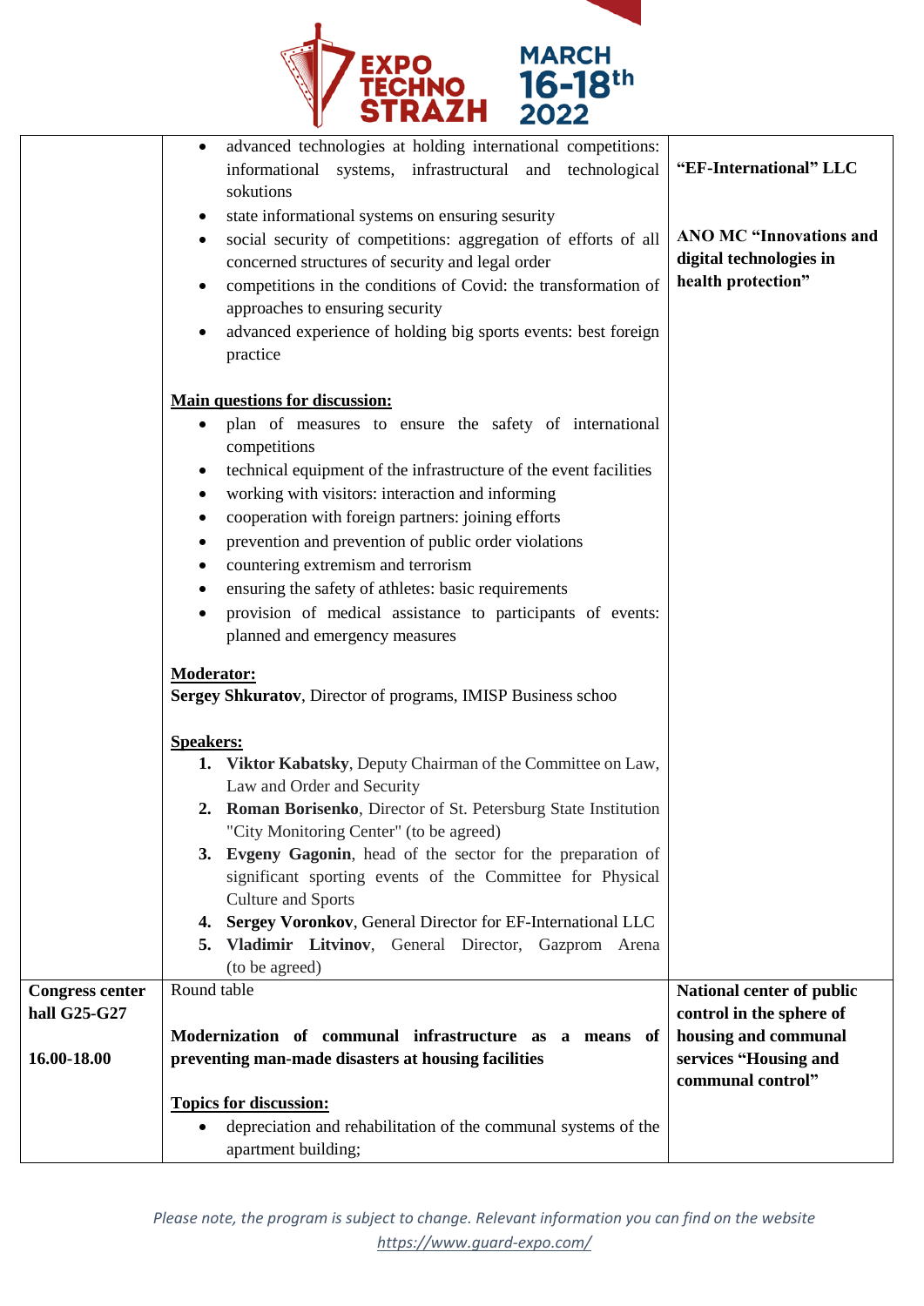| | | |
|---|---|---|
| | • advanced technologies at holding international competitions: informational systems, infrastructural and technological sokutions<br>• state informational systems on ensuring sesurity<br>• social security of competitions: aggregation of efforts of all concerned structures of security and legal order<br>• competitions in the conditions of Covid: the transformation of approaches to ensuring security<br>• advanced experience of holding big sports events: best foreign practice<br><br>**<u>Main questions for discussion:</u>**<br>• plan of measures to ensure the safety of international competitions<br>• technical equipment of the infrastructure of the event facilities<br>• working with visitors: interaction and informing<br>• cooperation with foreign partners: joining efforts<br>• prevention and prevention of public order violations<br>• countering extremism and terrorism<br>• ensuring the safety of athletes: basic requirements<br>• provision of medical assistance to participants of events: planned and emergency measures<br><br>**<u>Moderator:</u>**<br>**Sergey Shkuratov**, Director of programs, IMISP Business schoo<br><br>**<u>Speakers:</u>**<br>1. **Viktor Kabatsky**, Deputy Chairman of the Committee on Law, Law and Order and Security<br>2. **Roman Borisenko**, Director of St. Petersburg State Institution "City Monitoring Center" (to be agreed)<br>3. **Evgeny Gagonin**, head of the sector for the preparation of significant sporting events of the Committee for Physical Culture and Sports<br>4. **Sergey Voronkov**, General Director for EF-International LLC<br>5. **Vladimir Litvinov**, General Director, Gazprom Arena (to be agreed) | **"EF-International" LLC**<br><br>**ANO MC "Innovations and digital technologies in health protection"** |
| **Congress center hall G25-G27**<br><br>**16.00-18.00** | Round table<br><br>**Modernization of communal infrastructure as a means of preventing man-made disasters at housing facilities**<br><br>**<u>Topics for discussion:</u>**<br>• depreciation and rehabilitation of the communal systems of the apartment building; | **National center of public control in the sphere of housing and communal services "Housing and communal control"** |

*Please note, the program is subject to change. Relevant information you can find on the website https://www.guard-expo.com/*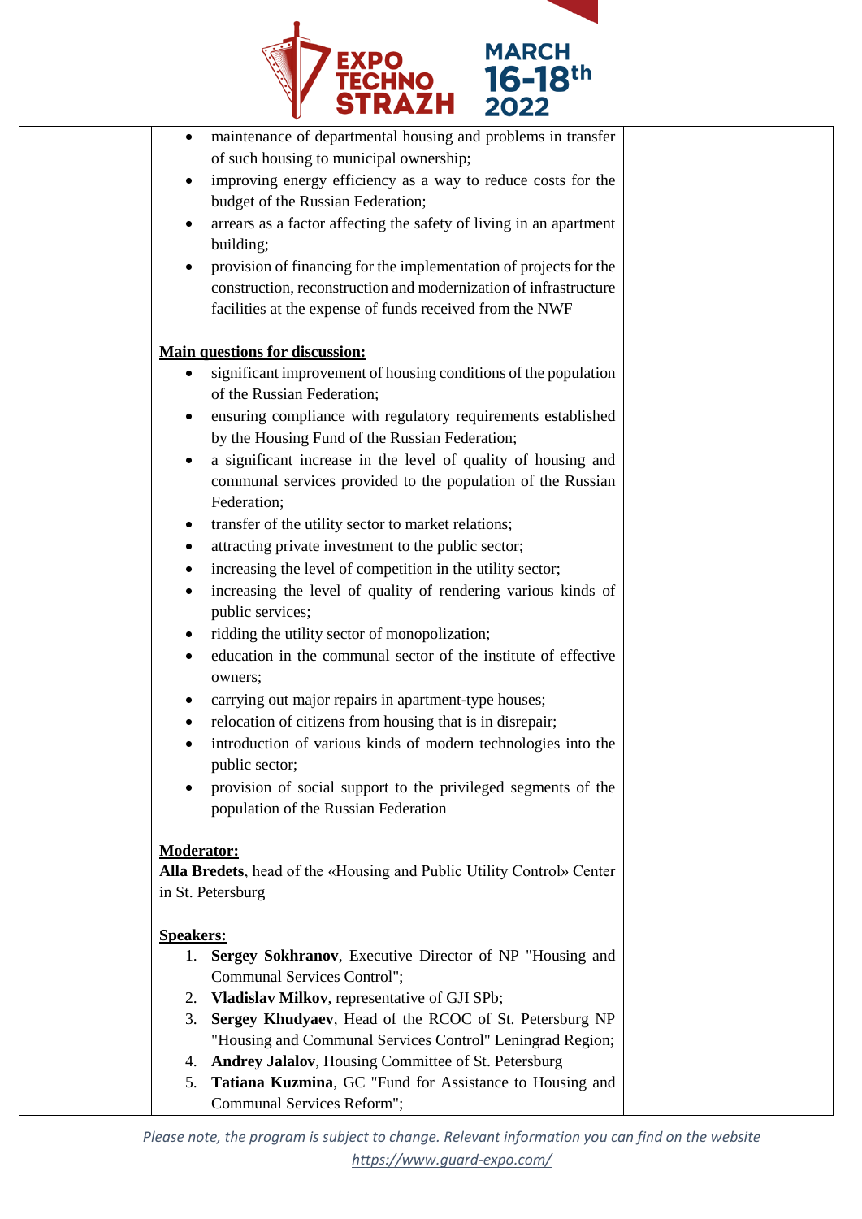- maintenance of departmental housing and problems in transfer of such housing to municipal ownership;
- improving energy efficiency as a way to reduce costs for the budget of the Russian Federation;
- arrears as a factor affecting the safety of living in an apartment building;
- provision of financing for the implementation of projects for the construction, reconstruction and modernization of infrastructure facilities at the expense of funds received from the NWF

**Main questions for discussion:**

- significant improvement of housing conditions of the population of the Russian Federation;
- ensuring compliance with regulatory requirements established by the Housing Fund of the Russian Federation;
- a significant increase in the level of quality of housing and communal services provided to the population of the Russian Federation;
- transfer of the utility sector to market relations;
- attracting private investment to the public sector;
- increasing the level of competition in the utility sector;
- increasing the level of quality of rendering various kinds of public services;
- ridding the utility sector of monopolization;
- education in the communal sector of the institute of effective owners;
- carrying out major repairs in apartment-type houses;
- relocation of citizens from housing that is in disrepair;
- introduction of various kinds of modern technologies into the public sector;
- provision of social support to the privileged segments of the population of the Russian Federation

**Moderator:**

**Alla Bredets**, head of the «Housing and Public Utility Control» Center in St. Petersburg

**Speakers:**

1. **Sergey Sokhranov**, Executive Director of NP "Housing and Communal Services Control";
2. **Vladislav Milkov**, representative of GJI SPb;
3. **Sergey Khudyaev**, Head of the RCOC of St. Petersburg NP "Housing and Communal Services Control" Leningrad Region;
4. **Andrey Jalalov**, Housing Committee of St. Petersburg
5. **Tatiana Kuzmina**, GC "Fund for Assistance to Housing and Communal Services Reform";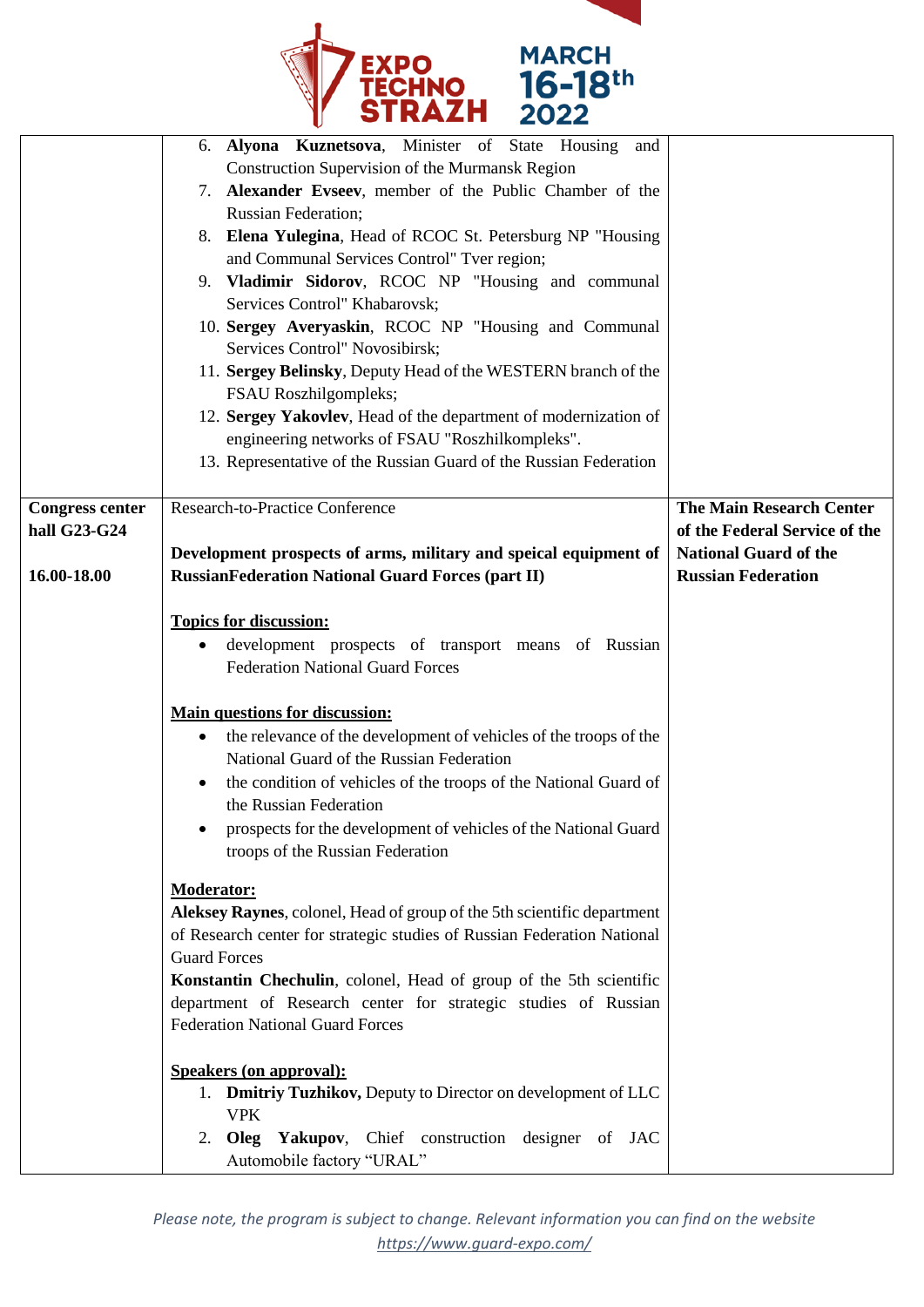| | | |
|---|---|---|
| | 6. **Alyona Kuznetsova**, Minister of State Housing and Construction Supervision of the Murmansk Region<br>7. **Alexander Evseev**, member of the Public Chamber of the Russian Federation;<br>8. **Elena Yulegina**, Head of RCOC St. Petersburg NP "Housing and Communal Services Control" Tver region;<br>9. **Vladimir Sidorov**, RCOC NP "Housing and communal Services Control" Khabarovsk;<br>10. **Sergey Averyaskin**, RCOC NP "Housing and Communal Services Control" Novosibirsk;<br>11. **Sergey Belinsky**, Deputy Head of the WESTERN branch of the FSAU Roszhilgompleks;<br>12. **Sergey Yakovlev**, Head of the department of modernization of engineering networks of FSAU "Roszhilkompleks".<br>13. Representative of the Russian Guard of the Russian Federation | |
| **Congress center hall G23-G24**<br><br>**16.00-18.00** | Research-to-Practice Conference<br><br>**Development prospects of arms, military and speical equipment of RussianFederation National Guard Forces (part II)**<br><br>**Topics for discussion:**<br>• development prospects of transport means of Russian Federation National Guard Forces<br><br>**Main questions for discussion:**<br>• the relevance of the development of vehicles of the troops of the National Guard of the Russian Federation<br>• the condition of vehicles of the troops of the National Guard of the Russian Federation<br>• prospects for the development of vehicles of the National Guard troops of the Russian Federation<br><br>**Moderator:**<br>**Aleksey Raynes**, colonel, Head of group of the 5th scientific department of Research center for strategic studies of Russian Federation National Guard Forces<br>**Konstantin Chechulin**, colonel, Head of group of the 5th scientific department of Research center for strategic studies of Russian Federation National Guard Forces<br><br>**Speakers (on approval):**<br>1. **Dmitriy Tuzhikov,** Deputy to Director on development of LLC VPK<br>2. **Oleg Yakupov**, Chief construction designer of JAC Automobile factory "URAL" | **The Main Research Center of the Federal Service of the National Guard of the Russian Federation** |

*Please note, the program is subject to change. Relevant information you can find on the website https://www.guard-expo.com/*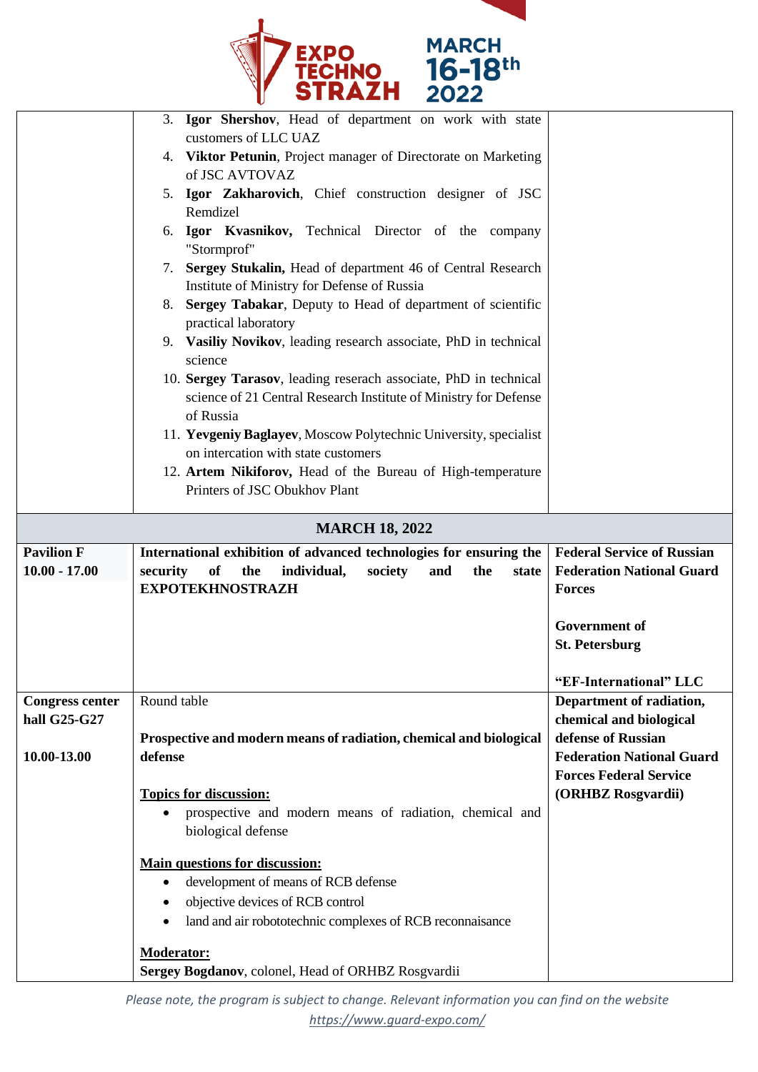| | | |
|---|---|---|
| | 3. **Igor Shershov**, Head of department on work with state customers of LLC UAZ<br>4. **Viktor Petunin**, Project manager of Directorate on Marketing of JSC AVTOVAZ<br>5. **Igor Zakharovich**, Chief construction designer of JSC Remdizel<br>6. **Igor Kvasnikov,** Technical Director of the company "Stormprof"<br>7. **Sergey Stukalin,** Head of department 46 of Central Research Institute of Ministry for Defense of Russia<br>8. **Sergey Tabakar**, Deputy to Head of department of scientific practical laboratory<br>9. **Vasiliy Novikov**, leading research associate, PhD in technical science<br>10. **Sergey Tarasov**, leading reserach associate, PhD in technical science of 21 Central Research Institute of Ministry for Defense of Russia<br>11. **Yevgeniy Baglayev**, Moscow Polytechnic University, specialist on intercation with state customers<br>12. **Artem Nikiforov,** Head of the Bureau of High-temperature Printers of JSC Obukhov Plant | |
| | **MARCH 18, 2022** | |
| **Pavilion F**<br>**10.00 - 17.00** | **International exhibition of advanced technologies for ensuring the security of the individual, society and the state EXPOTEKHNOSTRAZH** | **Federal Service of Russian Federation National Guard Forces**<br><br>**Government of St. Petersburg**<br><br>**"EF-International" LLC** |
| **Congress center hall G25-G27**<br><br>**10.00-13.00** | Round table<br><br>**Prospective and modern means of radiation, chemical and biological defense**<br><br>**Topics for discussion:**<br>• prospective and modern means of radiation, chemical and biological defense<br><br>**Main questions for discussion:**<br>• development of means of RCB defense<br>• objective devices of RCB control<br>• land and air robototechnic complexes of RCB reconnaisance<br><br>**Moderator:**<br>**Sergey Bogdanov**, colonel, Head of ORHBZ Rosgvardii | **Department of radiation, chemical and biological defense of Russian Federation National Guard Forces Federal Service (ORHBZ Rosgvardii)** |

*Please note, the program is subject to change. Relevant information you can find on the website https://www.guard-expo.com/*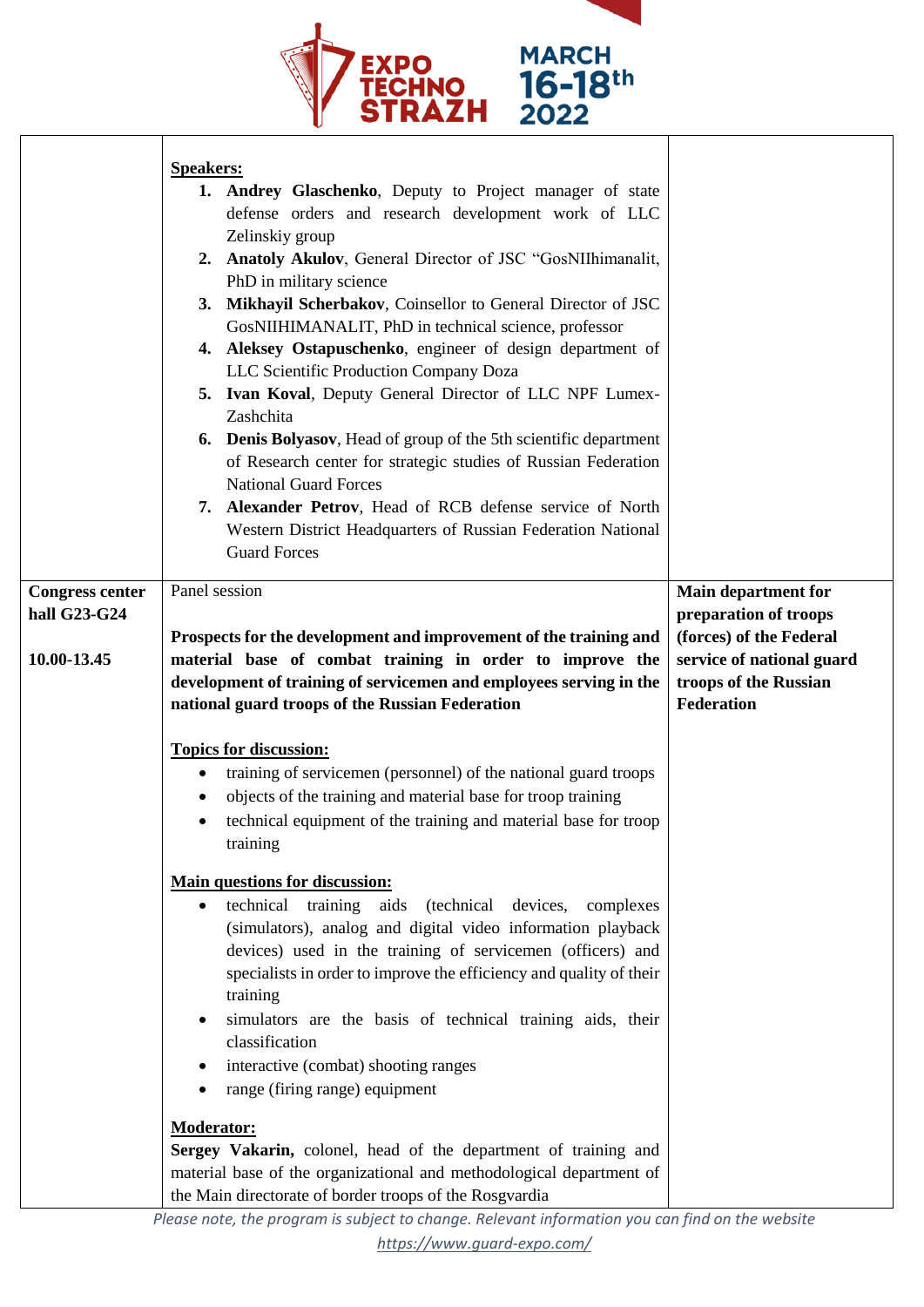| | | |
|---|---|---|
| | **Speakers:**<br>1. **Andrey Glaschenko**, Deputy to Project manager of state defense orders and research development work of LLC Zelinskiy group<br>2. **Anatoly Akulov**, General Director of JSC "GosNIIhimanalit, PhD in military science<br>3. **Mikhayil Scherbakov**, Coinsellor to General Director of JSC GosNIIHIMANALIT, PhD in technical science, professor<br>4. **Aleksey Ostapuschenko**, engineer of design department of LLC Scientific Production Company Doza<br>5. **Ivan Koval**, Deputy General Director of LLC NPF Lumex-Zashchita<br>6. **Denis Bolyasov**, Head of group of the 5th scientific department of Research center for strategic studies of Russian Federation National Guard Forces<br>7. **Alexander Petrov**, Head of RCB defense service of North Western District Headquarters of Russian Federation National Guard Forces | |
| **Congress center hall G23-G24**<br><br>**10.00-13.45** | Panel session<br><br>**Prospects for the development and improvement of the training and material base of combat training in order to improve the development of training of servicemen and employees serving in the national guard troops of the Russian Federation**<br><br>**Topics for discussion:**<br>• training of servicemen (personnel) of the national guard troops<br>• objects of the training and material base for troop training<br>• technical equipment of the training and material base for troop training<br><br>**Main questions for discussion:**<br>• technical training aids (technical devices, complexes (simulators), analog and digital video information playback devices) used in the training of servicemen (officers) and specialists in order to improve the efficiency and quality of their training<br>• simulators are the basis of technical training aids, their classification<br>• interactive (combat) shooting ranges<br>• range (firing range) equipment<br><br>**Moderator:**<br>**Sergey Vakarin,** colonel, head of the department of training and material base of the organizational and methodological department of the Main directorate of border troops of the Rosgvardia | **Main department for preparation of troops (forces) of the Federal service of national guard troops of the Russian Federation** |

*Please note, the program is subject to change. Relevant information you can find on the website https://www.guard-expo.com/*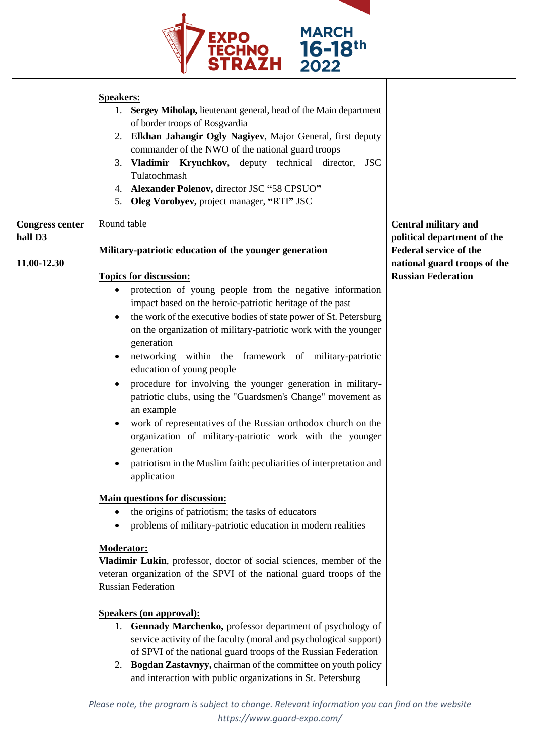| | | |
|---|---|---|
| | **Speakers:**<br>1. **Sergey Miholap,** lieutenant general, head of the Main department of border troops of Rosgvardia<br>2. **Elkhan Jahangir Ogly Nagiyev**, Major General, first deputy commander of the NWO of the national guard troops<br>3. **Vladimir Kryuchkov,** deputy technical director, JSC Tulatochmash<br>4. **Alexander Polenov,** director JSC **"**58 CPSUO**"**<br>5. **Oleg Vorobyev,** project manager, **"**RTI**"** JSC | |
| **Congress center hall D3**<br><br>**11.00-12.30** | Round table<br><br>**Military-patriotic education of the younger generation**<br><br>**Topics for discussion:**<br>• protection of young people from the negative information impact based on the heroic-patriotic heritage of the past<br>• the work of the executive bodies of state power of St. Petersburg on the organization of military-patriotic work with the younger generation<br>• networking within the framework of military-patriotic education of young people<br>• procedure for involving the younger generation in military-patriotic clubs, using the "Guardsmen's Change" movement as an example<br>• work of representatives of the Russian orthodox church on the organization of military-patriotic work with the younger generation<br>• patriotism in the Muslim faith: peculiarities of interpretation and application<br><br>**Main questions for discussion:**<br>• the origins of patriotism; the tasks of educators<br>• problems of military-patriotic education in modern realities<br><br>**Moderator:**<br>**Vladimir Lukin**, professor, doctor of social sciences, member of the veteran organization of the SPVI of the national guard troops of the Russian Federation<br><br>**Speakers (on approval):**<br>1. **Gennady Marchenko,** professor department of psychology of service activity of the faculty (moral and psychological support) of SPVI of the national guard troops of the Russian Federation<br>2. **Bogdan Zastavnyy,** chairman of the committee on youth policy and interaction with public organizations in St. Petersburg | **Central military and political department of the Federal service of the national guard troops of the Russian Federation** |

*Please note, the program is subject to change. Relevant information you can find on the website https://www.guard-expo.com/*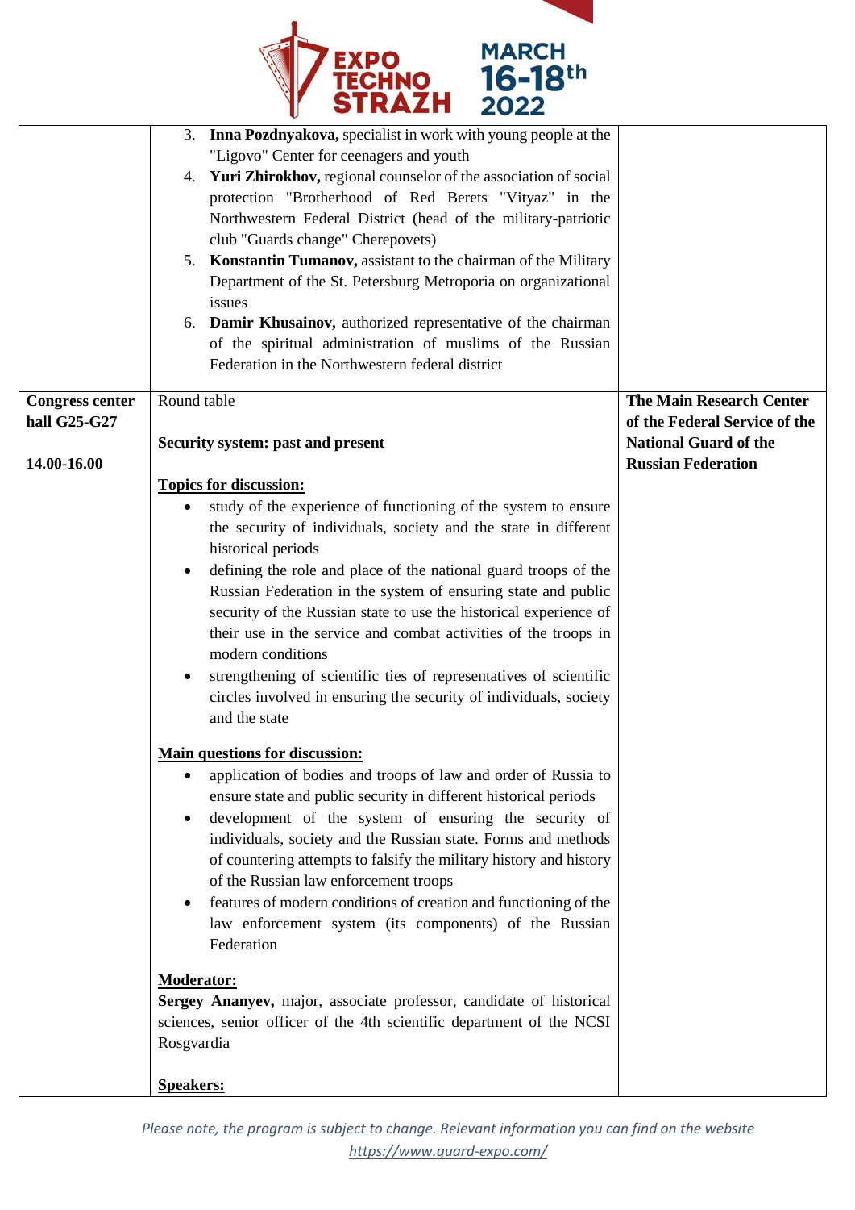| | | |
|---|---|---|
| | 3. **Inna Pozdnyakova,** specialist in work with young people at the "Ligovo" Center for ceenagers and youth<br>4. **Yuri Zhirokhov,** regional counselor of the association of social protection "Brotherhood of Red Berets "Vityaz" in the Northwestern Federal District (head of the military-patriotic club "Guards change" Cherepovets)<br>5. **Konstantin Tumanov,** assistant to the chairman of the Military Department of the St. Petersburg Metroporia on organizational issues<br>6. **Damir Khusainov,** authorized representative of the chairman of the spiritual administration of muslims of the Russian Federation in the Northwestern federal district | |
| **Congress center hall G25-G27**<br><br>**14.00-16.00** | Round table<br><br>**Security system: past and present**<br><br>**<u>Topics for discussion:</u>**<br>• study of the experience of functioning of the system to ensure the security of individuals, society and the state in different historical periods<br>• defining the role and place of the national guard troops of the Russian Federation in the system of ensuring state and public security of the Russian state to use the historical experience of their use in the service and combat activities of the troops in modern conditions<br>• strengthening of scientific ties of representatives of scientific circles involved in ensuring the security of individuals, society and the state<br><br>**<u>Main questions for discussion:</u>**<br>• application of bodies and troops of law and order of Russia to ensure state and public security in different historical periods<br>• development of the system of ensuring the security of individuals, society and the Russian state. Forms and methods of countering attempts to falsify the military history and history of the Russian law enforcement troops<br>• features of modern conditions of creation and functioning of the law enforcement system (its components) of the Russian Federation<br><br>**<u>Moderator:</u>**<br>**Sergey Ananyev,** major, associate professor, candidate of historical sciences, senior officer of the 4th scientific department of the NCSI Rosgvardia<br><br>**<u>Speakers:</u>** | **The Main Research Center of the Federal Service of the National Guard of the Russian Federation** |

*Please note, the program is subject to change. Relevant information you can find on the website https://www.guard-expo.com/*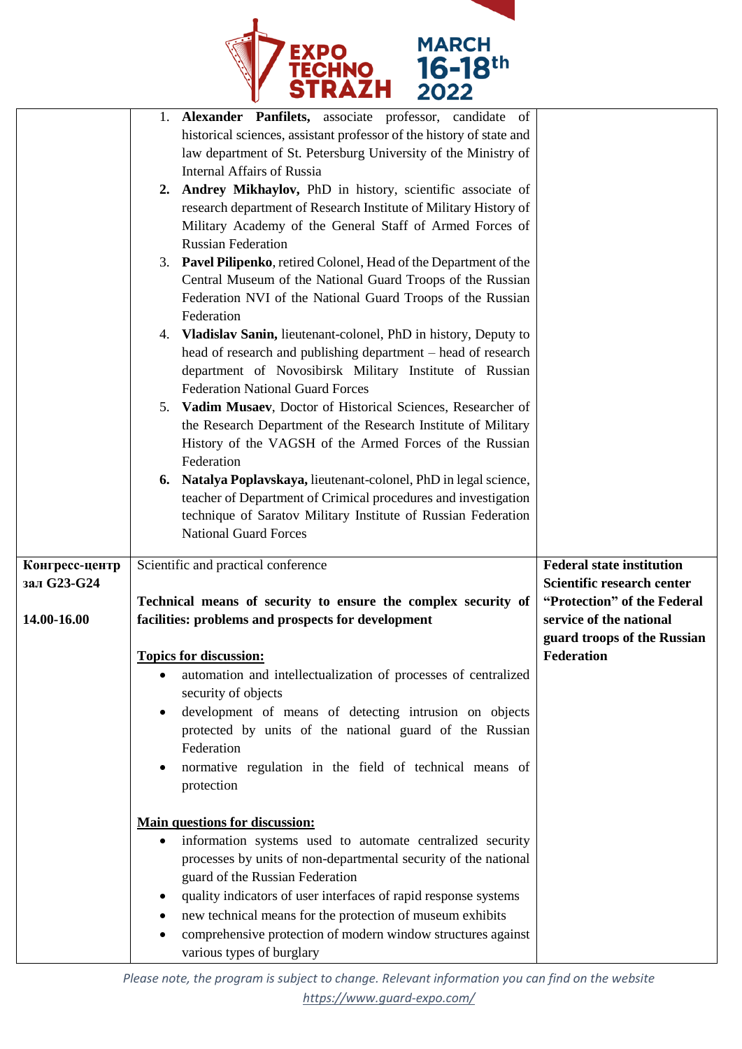| | | |
|---|---|---|
| | 1. **Alexander Panfilets,** associate professor, candidate of historical sciences, assistant professor of the history of state and law department of St. Petersburg University of the Ministry of Internal Affairs of Russia<br>2. **Andrey Mikhaylov,** PhD in history, scientific associate of research department of Research Institute of Military History of Military Academy of the General Staff of Armed Forces of Russian Federation<br>3. **Pavel Pilipenko**, retired Colonel, Head of the Department of the Central Museum of the National Guard Troops of the Russian Federation NVI of the National Guard Troops of the Russian Federation<br>4. **Vladislav Sanin,** lieutenant-colonel, PhD in history, Deputy to head of research and publishing department – head of research department of Novosibirsk Military Institute of Russian Federation National Guard Forces<br>5. **Vadim Musaev**, Doctor of Historical Sciences, Researcher of the Research Department of the Research Institute of Military History of the VAGSH of the Armed Forces of the Russian Federation<br>6. **Natalya Poplavskaya,** lieutenant-colonel, PhD in legal science, teacher of Department of Crimical procedures and investigation technique of Saratov Military Institute of Russian Federation National Guard Forces | |
| **Конгресс-центр зал G23-G24**<br><br>**14.00-16.00** | Scientific and practical conference<br><br>**Technical means of security to ensure the complex security of facilities: problems and prospects for development**<br><br>**Topics for discussion:**<br>• automation and intellectualization of processes of centralized security of objects<br>• development of means of detecting intrusion on objects protected by units of the national guard of the Russian Federation<br>• normative regulation in the field of technical means of protection<br><br>**Main questions for discussion:**<br>• information systems used to automate centralized security processes by units of non-departmental security of the national guard of the Russian Federation<br>• quality indicators of user interfaces of rapid response systems<br>• new technical means for the protection of museum exhibits<br>• comprehensive protection of modern window structures against various types of burglary | **Federal state institution Scientific research center "Protection" of the Federal service of the national guard troops of the Russian Federation** |

*Please note, the program is subject to change. Relevant information you can find on the website https://www.guard-expo.com/*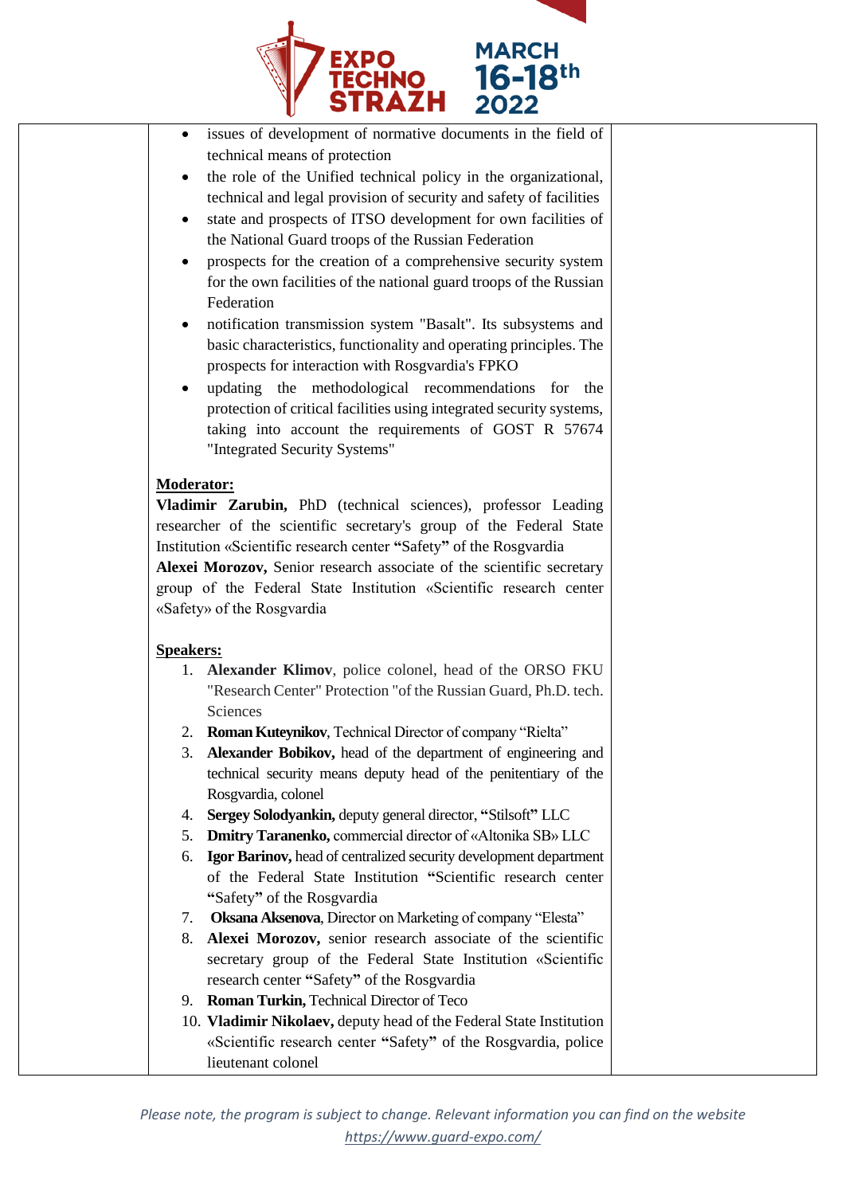- issues of development of normative documents in the field of technical means of protection
- the role of the Unified technical policy in the organizational, technical and legal provision of security and safety of facilities
- state and prospects of ITSO development for own facilities of the National Guard troops of the Russian Federation
- prospects for the creation of a comprehensive security system for the own facilities of the national guard troops of the Russian Federation
- notification transmission system "Basalt". Its subsystems and basic characteristics, functionality and operating principles. The prospects for interaction with Rosgvardia's FPKO
- updating the methodological recommendations for the protection of critical facilities using integrated security systems, taking into account the requirements of GOST R 57674 "Integrated Security Systems"

**Moderator:**
**Vladimir Zarubin,** PhD (technical sciences), professor Leading researcher of the scientific secretary's group of the Federal State Institution «Scientific research center **"**Safety**"** of the Rosgvardia
**Alexei Morozov,** Senior research associate of the scientific secretary group of the Federal State Institution «Scientific research center «Safety» of the Rosgvardia

**Speakers:**
1. **Alexander Klimov**, police colonel, head of the ORSO FKU "Research Center" Protection "of the Russian Guard, Ph.D. tech. Sciences
2. **Roman Kuteynikov**, Technical Director of company "Rielta"
3. **Alexander Bobikov,** head of the department of engineering and technical security means deputy head of the penitentiary of the Rosgvardia, colonel
4. **Sergey Solodyankin,** deputy general director, **"**Stilsoft**"** LLC
5. **Dmitry Taranenko,** commercial director of «Altonika SB» LLC
6. **Igor Barinov,** head of centralized security development department of the Federal State Institution **"**Scientific research center **"**Safety**"** of the Rosgvardia
7. **Oksana Aksenova**, Director on Marketing of company "Elesta"
8. **Alexei Morozov,** senior research associate of the scientific secretary group of the Federal State Institution «Scientific research center **"**Safety**"** of the Rosgvardia
9. **Roman Turkin,** Technical Director of Teco
10. **Vladimir Nikolaev,** deputy head of the Federal State Institution «Scientific research center **"**Safety**"** of the Rosgvardia, police lieutenant colonel

*Please note, the program is subject to change. Relevant information you can find on the website* *https://www.guard-expo.com/*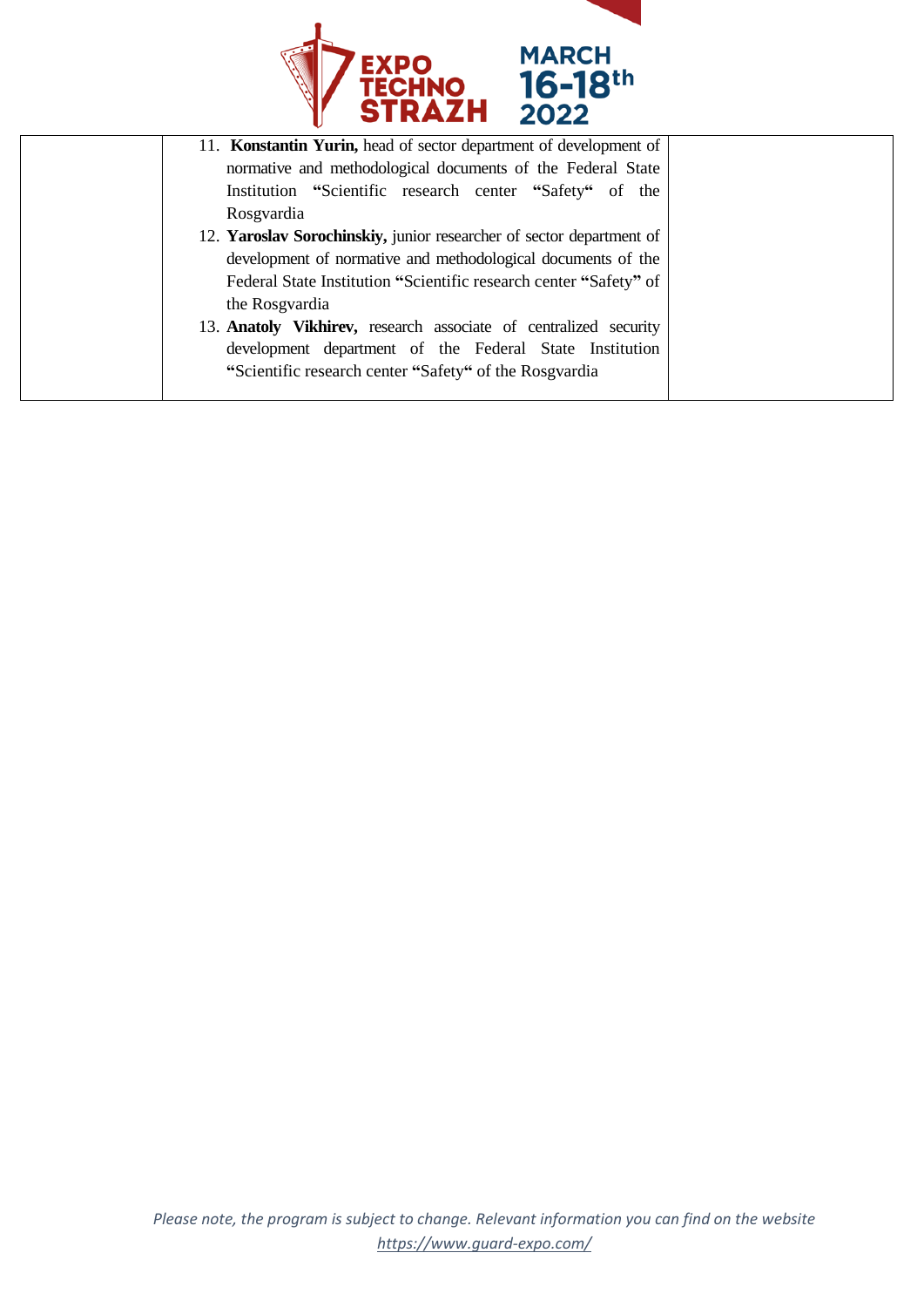| | | |
|---|---|---|
| | 11. **Konstantin Yurin,** head of sector department of development of normative and methodological documents of the Federal State Institution "Scientific research center "Safety" of the Rosgvardia<br>12. **Yaroslav Sorochinskiy,** junior researcher of sector department of development of normative and methodological documents of the Federal State Institution "Scientific research center "Safety" of the Rosgvardia<br>13. **Anatoly Vikhirev,** research associate of centralized security development department of the Federal State Institution "Scientific research center "Safety" of the Rosgvardia | |

*Please note, the program is subject to change. Relevant information you can find on the website https://www.guard-expo.com/*